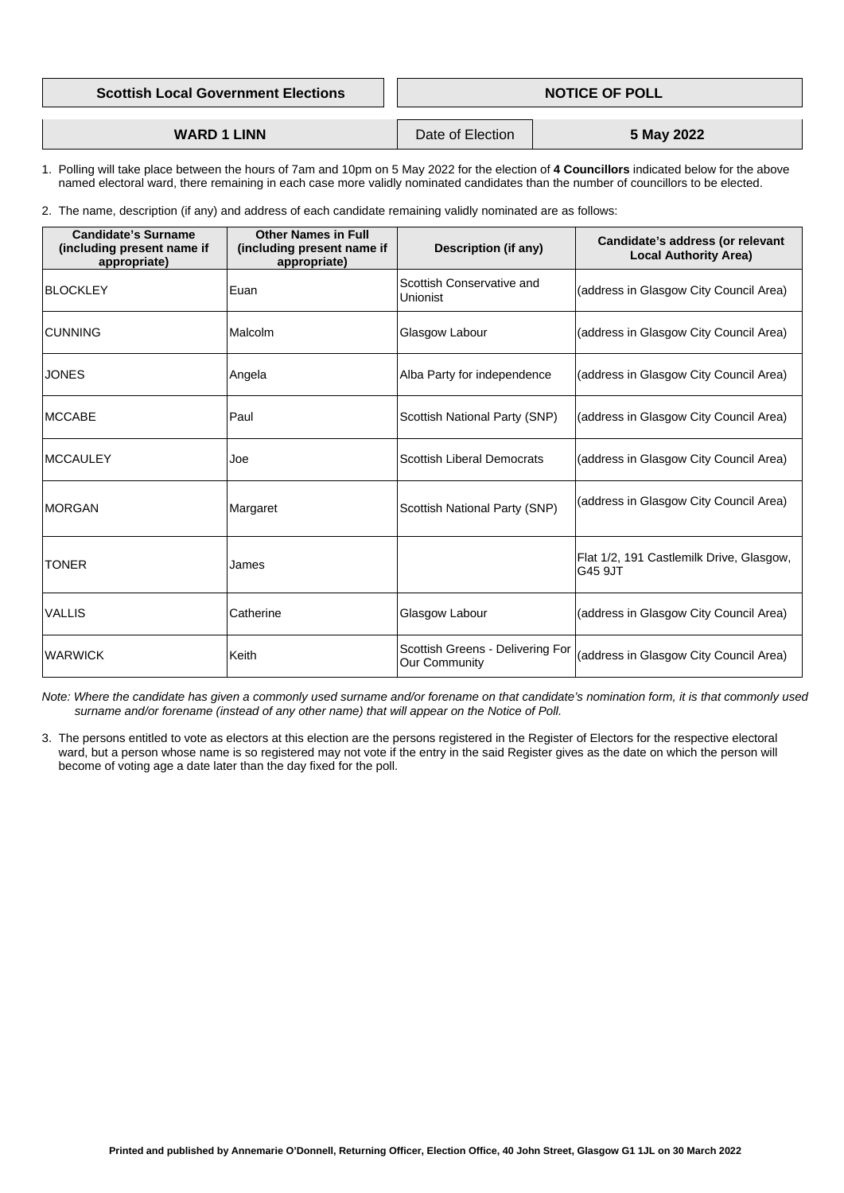| Scottish Local Government Elections | NOTICE OF POLL | |
|---|---|---|
| **WARD 1 LINN** | Date of Election | **5 May 2022** |

1. Polling will take place between the hours of 7am and 10pm on 5 May 2022 for the election of **4 Councillors** indicated below for the above named electoral ward, there remaining in each case more validly nominated candidates than the number of councillors to be elected.

2. The name, description (if any) and address of each candidate remaining validly nominated are as follows:

| Candidate's Surname (including present name if appropriate) | Other Names in Full (including present name if appropriate) | Description (if any) | Candidate's address (or relevant Local Authority Area) |
|---|---|---|---|
| BLOCKLEY | Euan | Scottish Conservative and Unionist | (address in Glasgow City Council Area) |
| CUNNING | Malcolm | Glasgow Labour | (address in Glasgow City Council Area) |
| JONES | Angela | Alba Party for independence | (address in Glasgow City Council Area) |
| MCCABE | Paul | Scottish National Party (SNP) | (address in Glasgow City Council Area) |
| MCCAULEY | Joe | Scottish Liberal Democrats | (address in Glasgow City Council Area) |
| MORGAN | Margaret | Scottish National Party (SNP) | (address in Glasgow City Council Area) |
| TONER | James | | Flat 1/2, 191 Castlemilk Drive, Glasgow, G45 9JT |
| VALLIS | Catherine | Glasgow Labour | (address in Glasgow City Council Area) |
| WARWICK | Keith | Scottish Greens - Delivering For Our Community | (address in Glasgow City Council Area) |

*Note: Where the candidate has given a commonly used surname and/or forename on that candidate's nomination form, it is that commonly used surname and/or forename (instead of any other name) that will appear on the Notice of Poll.*

3. The persons entitled to vote as electors at this election are the persons registered in the Register of Electors for the respective electoral ward, but a person whose name is so registered may not vote if the entry in the said Register gives as the date on which the person will become of voting age a date later than the day fixed for the poll.

**Printed and published by Annemarie O'Donnell, Returning Officer, Election Office, 40 John Street, Glasgow G1 1JL on 30 March 2022**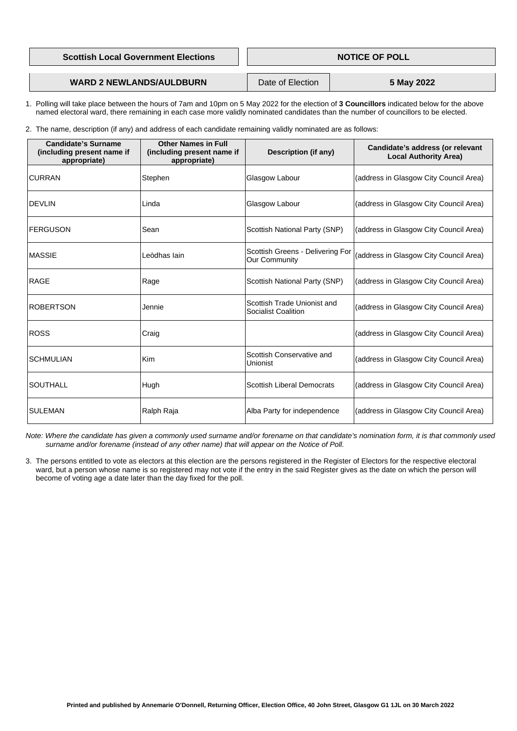**Scottish Local Government Elections** | **NOTICE OF POLL**

**WARD 2 NEWLANDS/AULDBURN** | Date of Election | **5 May 2022**

1. Polling will take place between the hours of 7am and 10pm on 5 May 2022 for the election of **3 Councillors** indicated below for the above named electoral ward, there remaining in each case more validly nominated candidates than the number of councillors to be elected.

2. The name, description (if any) and address of each candidate remaining validly nominated are as follows:

| Candidate's Surname (including present name if appropriate) | Other Names in Full (including present name if appropriate) | Description (if any) | Candidate's address (or relevant Local Authority Area) |
|---|---|---|---|
| CURRAN | Stephen | Glasgow Labour | (address in Glasgow City Council Area) |
| DEVLIN | Linda | Glasgow Labour | (address in Glasgow City Council Area) |
| FERGUSON | Sean | Scottish National Party (SNP) | (address in Glasgow City Council Area) |
| MASSIE | Leòdhas Iain | Scottish Greens - Delivering For Our Community | (address in Glasgow City Council Area) |
| RAGE | Rage | Scottish National Party (SNP) | (address in Glasgow City Council Area) |
| ROBERTSON | Jennie | Scottish Trade Unionist and Socialist Coalition | (address in Glasgow City Council Area) |
| ROSS | Craig | | (address in Glasgow City Council Area) |
| SCHMULIAN | Kim | Scottish Conservative and Unionist | (address in Glasgow City Council Area) |
| SOUTHALL | Hugh | Scottish Liberal Democrats | (address in Glasgow City Council Area) |
| SULEMAN | Ralph Raja | Alba Party for independence | (address in Glasgow City Council Area) |

*Note: Where the candidate has given a commonly used surname and/or forename on that candidate's nomination form, it is that commonly used surname and/or forename (instead of any other name) that will appear on the Notice of Poll.*

3. The persons entitled to vote as electors at this election are the persons registered in the Register of Electors for the respective electoral ward, but a person whose name is so registered may not vote if the entry in the said Register gives as the date on which the person will become of voting age a date later than the day fixed for the poll.

**Printed and published by Annemarie O'Donnell, Returning Officer, Election Office, 40 John Street, Glasgow G1 1JL on 30 March 2022**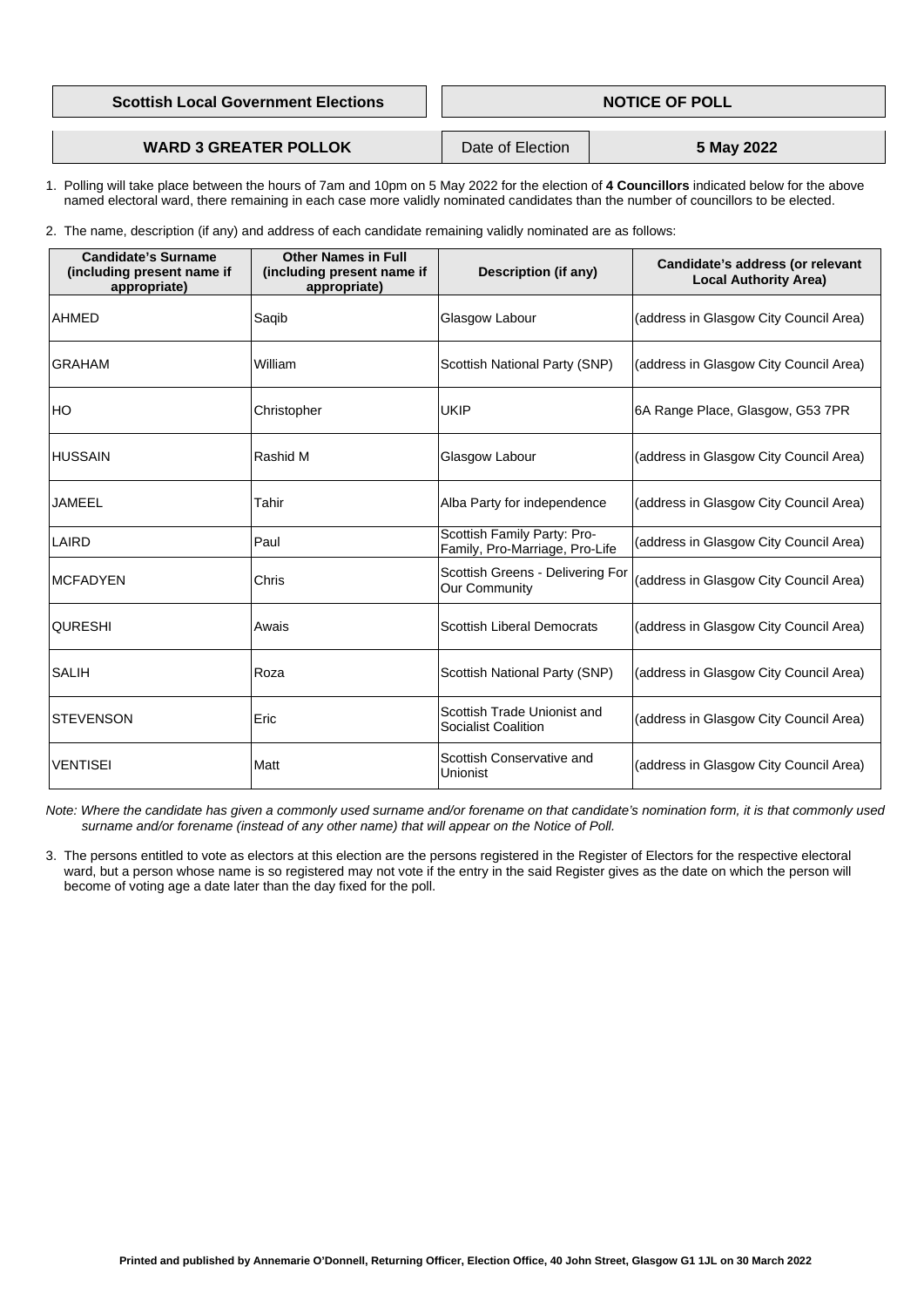| Scottish Local Government Elections | NOTICE OF POLL |
|---|---|

| WARD 3 GREATER POLLOK | Date of Election | 5 May 2022 |
|---|---|---|

1. Polling will take place between the hours of 7am and 10pm on 5 May 2022 for the election of **4 Councillors** indicated below for the above named electoral ward, there remaining in each case more validly nominated candidates than the number of councillors to be elected.

2. The name, description (if any) and address of each candidate remaining validly nominated are as follows:

| Candidate's Surname (including present name if appropriate) | Other Names in Full (including present name if appropriate) | Description (if any) | Candidate's address (or relevant Local Authority Area) |
|---|---|---|---|
| AHMED | Saqib | Glasgow Labour | (address in Glasgow City Council Area) |
| GRAHAM | William | Scottish National Party (SNP) | (address in Glasgow City Council Area) |
| HO | Christopher | UKIP | 6A Range Place, Glasgow, G53 7PR |
| HUSSAIN | Rashid M | Glasgow Labour | (address in Glasgow City Council Area) |
| JAMEEL | Tahir | Alba Party for independence | (address in Glasgow City Council Area) |
| LAIRD | Paul | Scottish Family Party: Pro-Family, Pro-Marriage, Pro-Life | (address in Glasgow City Council Area) |
| MCFADYEN | Chris | Scottish Greens - Delivering For Our Community | (address in Glasgow City Council Area) |
| QURESHI | Awais | Scottish Liberal Democrats | (address in Glasgow City Council Area) |
| SALIH | Roza | Scottish National Party (SNP) | (address in Glasgow City Council Area) |
| STEVENSON | Eric | Scottish Trade Unionist and Socialist Coalition | (address in Glasgow City Council Area) |
| VENTISEI | Matt | Scottish Conservative and Unionist | (address in Glasgow City Council Area) |

*Note: Where the candidate has given a commonly used surname and/or forename on that candidate's nomination form, it is that commonly used surname and/or forename (instead of any other name) that will appear on the Notice of Poll.*

3. The persons entitled to vote as electors at this election are the persons registered in the Register of Electors for the respective electoral ward, but a person whose name is so registered may not vote if the entry in the said Register gives as the date on which the person will become of voting age a date later than the day fixed for the poll.

**Printed and published by Annemarie O'Donnell, Returning Officer, Election Office, 40 John Street, Glasgow G1 1JL on 30 March 2022**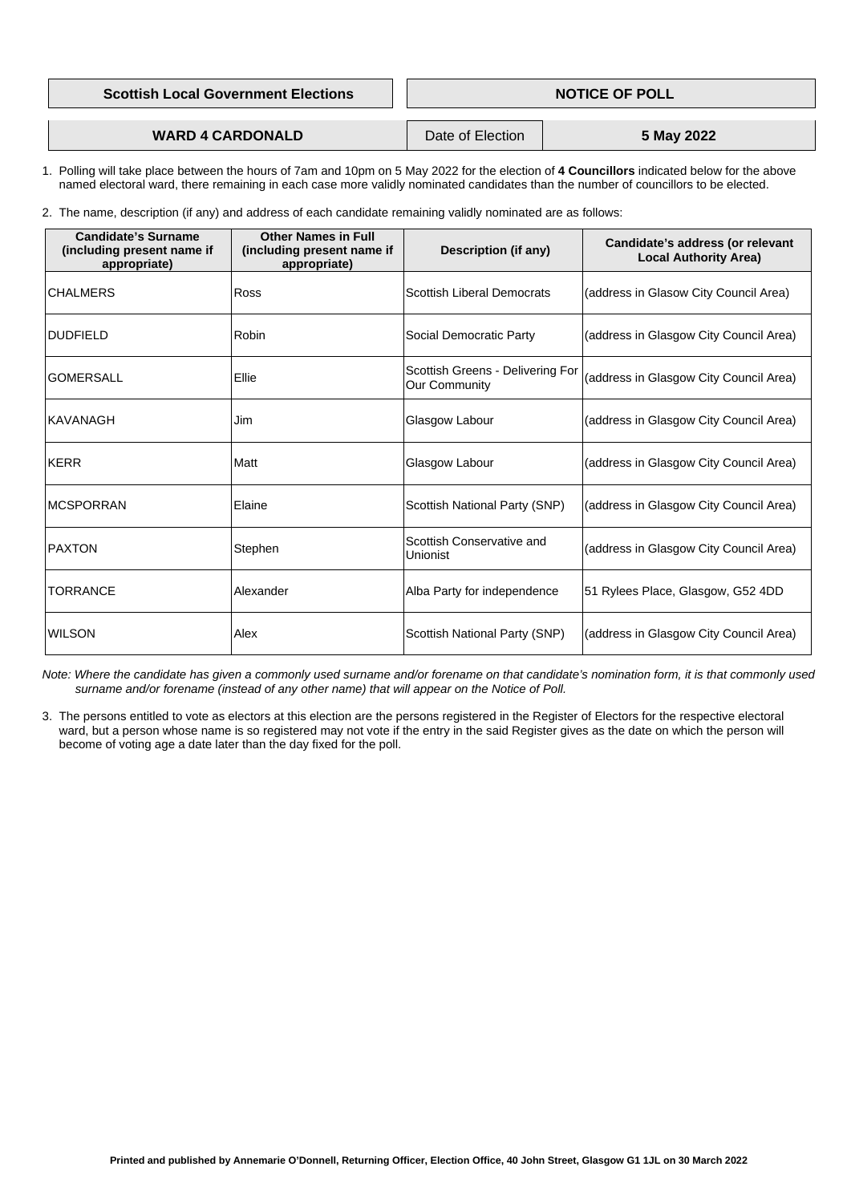| Scottish Local Government Elections | NOTICE OF POLL |
|---|---|

| WARD 4 CARDONALD | Date of Election | 5 May 2022 |
|---|---|---|

1. Polling will take place between the hours of 7am and 10pm on 5 May 2022 for the election of **4 Councillors** indicated below for the above named electoral ward, there remaining in each case more validly nominated candidates than the number of councillors to be elected.

2. The name, description (if any) and address of each candidate remaining validly nominated are as follows:

| Candidate's Surname (including present name if appropriate) | Other Names in Full (including present name if appropriate) | Description (if any) | Candidate's address (or relevant Local Authority Area) |
|---|---|---|---|
| CHALMERS | Ross | Scottish Liberal Democrats | (address in Glasow City Council Area) |
| DUDFIELD | Robin | Social Democratic Party | (address in Glasgow City Council Area) |
| GOMERSALL | Ellie | Scottish Greens - Delivering For Our Community | (address in Glasgow City Council Area) |
| KAVANAGH | Jim | Glasgow Labour | (address in Glasgow City Council Area) |
| KERR | Matt | Glasgow Labour | (address in Glasgow City Council Area) |
| MCSPORRAN | Elaine | Scottish National Party (SNP) | (address in Glasgow City Council Area) |
| PAXTON | Stephen | Scottish Conservative and Unionist | (address in Glasgow City Council Area) |
| TORRANCE | Alexander | Alba Party for independence | 51 Rylees Place, Glasgow, G52 4DD |
| WILSON | Alex | Scottish National Party (SNP) | (address in Glasgow City Council Area) |

*Note: Where the candidate has given a commonly used surname and/or forename on that candidate's nomination form, it is that commonly used surname and/or forename (instead of any other name) that will appear on the Notice of Poll.*

3. The persons entitled to vote as electors at this election are the persons registered in the Register of Electors for the respective electoral ward, but a person whose name is so registered may not vote if the entry in the said Register gives as the date on which the person will become of voting age a date later than the day fixed for the poll.

**Printed and published by Annemarie O'Donnell, Returning Officer, Election Office, 40 John Street, Glasgow G1 1JL on 30 March 2022**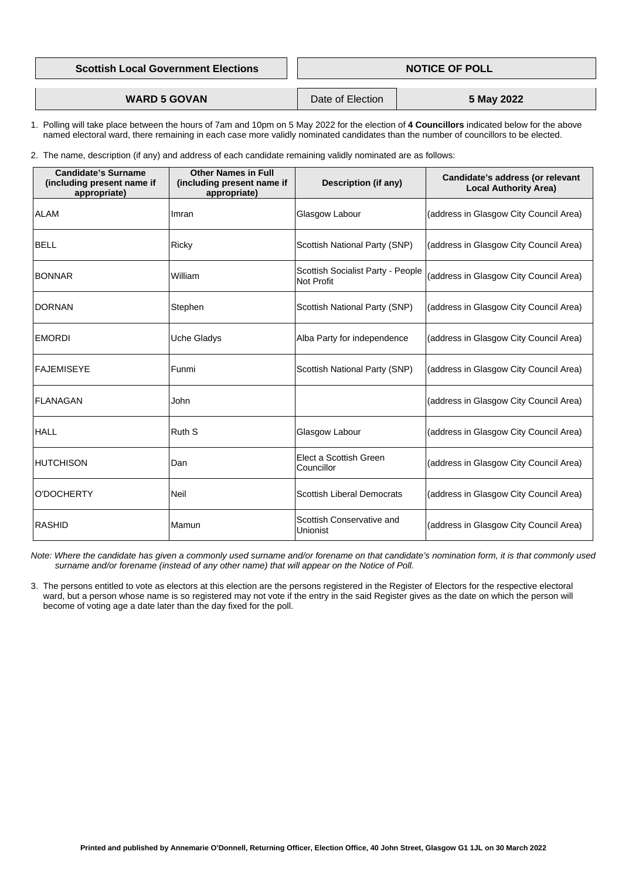| Scottish Local Government Elections | NOTICE OF POLL |
|---|---|

| WARD 5 GOVAN | Date of Election | 5 May 2022 |
|---|---|---|

1. Polling will take place between the hours of 7am and 10pm on 5 May 2022 for the election of **4 Councillors** indicated below for the above named electoral ward, there remaining in each case more validly nominated candidates than the number of councillors to be elected.

2. The name, description (if any) and address of each candidate remaining validly nominated are as follows:

| Candidate's Surname (including present name if appropriate) | Other Names in Full (including present name if appropriate) | Description (if any) | Candidate's address (or relevant Local Authority Area) |
|---|---|---|---|
| ALAM | Imran | Glasgow Labour | (address in Glasgow City Council Area) |
| BELL | Ricky | Scottish National Party (SNP) | (address in Glasgow City Council Area) |
| BONNAR | William | Scottish Socialist Party - People Not Profit | (address in Glasgow City Council Area) |
| DORNAN | Stephen | Scottish National Party (SNP) | (address in Glasgow City Council Area) |
| EMORDI | Uche Gladys | Alba Party for independence | (address in Glasgow City Council Area) |
| FAJEMISEYE | Funmi | Scottish National Party (SNP) | (address in Glasgow City Council Area) |
| FLANAGAN | John | | (address in Glasgow City Council Area) |
| HALL | Ruth S | Glasgow Labour | (address in Glasgow City Council Area) |
| HUTCHISON | Dan | Elect a Scottish Green Councillor | (address in Glasgow City Council Area) |
| O'DOCHERTY | Neil | Scottish Liberal Democrats | (address in Glasgow City Council Area) |
| RASHID | Mamun | Scottish Conservative and Unionist | (address in Glasgow City Council Area) |

*Note: Where the candidate has given a commonly used surname and/or forename on that candidate's nomination form, it is that commonly used surname and/or forename (instead of any other name) that will appear on the Notice of Poll.*

3. The persons entitled to vote as electors at this election are the persons registered in the Register of Electors for the respective electoral ward, but a person whose name is so registered may not vote if the entry in the said Register gives as the date on which the person will become of voting age a date later than the day fixed for the poll.

**Printed and published by Annemarie O'Donnell, Returning Officer, Election Office, 40 John Street, Glasgow G1 1JL on 30 March 2022**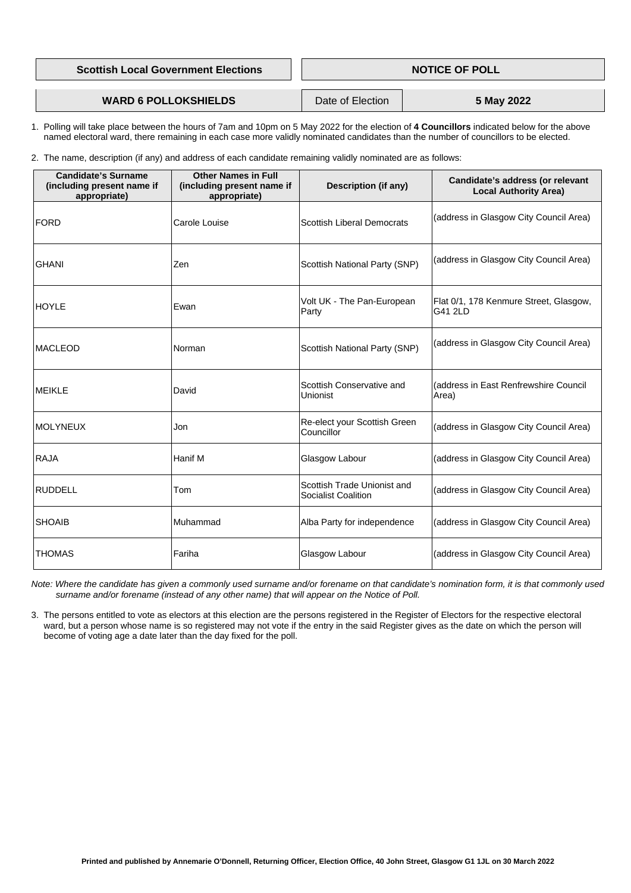| Scottish Local Government Elections | NOTICE OF POLL | |
|---|---|---|
| **WARD 6 POLLOKSHIELDS** | Date of Election | **5 May 2022** |

1. Polling will take place between the hours of 7am and 10pm on 5 May 2022 for the election of **4 Councillors** indicated below for the above named electoral ward, there remaining in each case more validly nominated candidates than the number of councillors to be elected.

2. The name, description (if any) and address of each candidate remaining validly nominated are as follows:

| Candidate's Surname (including present name if appropriate) | Other Names in Full (including present name if appropriate) | Description (if any) | Candidate's address (or relevant Local Authority Area) |
|---|---|---|---|
| FORD | Carole Louise | Scottish Liberal Democrats | (address in Glasgow City Council Area) |
| GHANI | Zen | Scottish National Party (SNP) | (address in Glasgow City Council Area) |
| HOYLE | Ewan | Volt UK - The Pan-European Party | Flat 0/1, 178 Kenmure Street, Glasgow, G41 2LD |
| MACLEOD | Norman | Scottish National Party (SNP) | (address in Glasgow City Council Area) |
| MEIKLE | David | Scottish Conservative and Unionist | (address in East Renfrewshire Council Area) |
| MOLYNEUX | Jon | Re-elect your Scottish Green Councillor | (address in Glasgow City Council Area) |
| RAJA | Hanif M | Glasgow Labour | (address in Glasgow City Council Area) |
| RUDDELL | Tom | Scottish Trade Unionist and Socialist Coalition | (address in Glasgow City Council Area) |
| SHOAIB | Muhammad | Alba Party for independence | (address in Glasgow City Council Area) |
| THOMAS | Fariha | Glasgow Labour | (address in Glasgow City Council Area) |

*Note: Where the candidate has given a commonly used surname and/or forename on that candidate's nomination form, it is that commonly used surname and/or forename (instead of any other name) that will appear on the Notice of Poll.*

3. The persons entitled to vote as electors at this election are the persons registered in the Register of Electors for the respective electoral ward, but a person whose name is so registered may not vote if the entry in the said Register gives as the date on which the person will become of voting age a date later than the day fixed for the poll.

**Printed and published by Annemarie O'Donnell, Returning Officer, Election Office, 40 John Street, Glasgow G1 1JL on 30 March 2022**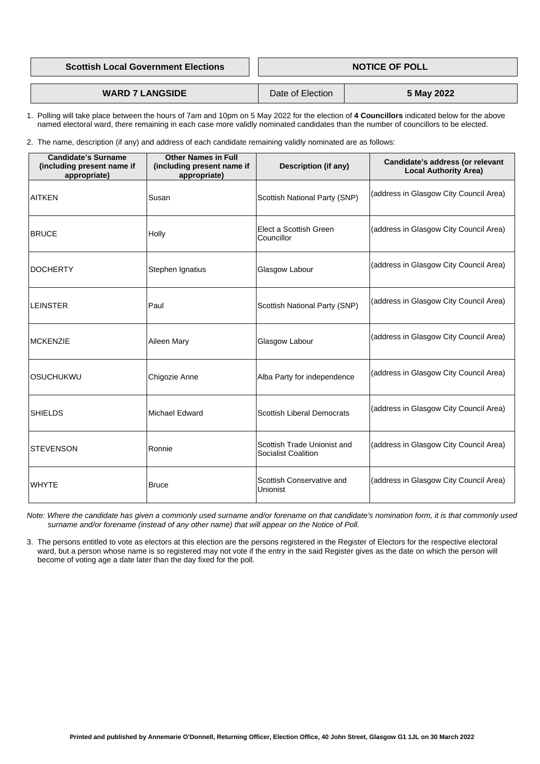| Scottish Local Government Elections | NOTICE OF POLL |
| --- | --- |

| WARD 7 LANGSIDE | Date of Election | 5 May 2022 |
| --- | --- | --- |

1. Polling will take place between the hours of 7am and 10pm on 5 May 2022 for the election of **4 Councillors** indicated below for the above named electoral ward, there remaining in each case more validly nominated candidates than the number of councillors to be elected.

2. The name, description (if any) and address of each candidate remaining validly nominated are as follows:

| Candidate's Surname (including present name if appropriate) | Other Names in Full (including present name if appropriate) | Description (if any) | Candidate's address (or relevant Local Authority Area) |
| --- | --- | --- | --- |
| AITKEN | Susan | Scottish National Party (SNP) | (address in Glasgow City Council Area) |
| BRUCE | Holly | Elect a Scottish Green Councillor | (address in Glasgow City Council Area) |
| DOCHERTY | Stephen Ignatius | Glasgow Labour | (address in Glasgow City Council Area) |
| LEINSTER | Paul | Scottish National Party (SNP) | (address in Glasgow City Council Area) |
| MCKENZIE | Aileen Mary | Glasgow Labour | (address in Glasgow City Council Area) |
| OSUCHUKWU | Chigozie Anne | Alba Party for independence | (address in Glasgow City Council Area) |
| SHIELDS | Michael Edward | Scottish Liberal Democrats | (address in Glasgow City Council Area) |
| STEVENSON | Ronnie | Scottish Trade Unionist and Socialist Coalition | (address in Glasgow City Council Area) |
| WHYTE | Bruce | Scottish Conservative and Unionist | (address in Glasgow City Council Area) |

*Note: Where the candidate has given a commonly used surname and/or forename on that candidate's nomination form, it is that commonly used surname and/or forename (instead of any other name) that will appear on the Notice of Poll.*

3. The persons entitled to vote as electors at this election are the persons registered in the Register of Electors for the respective electoral ward, but a person whose name is so registered may not vote if the entry in the said Register gives as the date on which the person will become of voting age a date later than the day fixed for the poll.

**Printed and published by Annemarie O'Donnell, Returning Officer, Election Office, 40 John Street, Glasgow G1 1JL on 30 March 2022**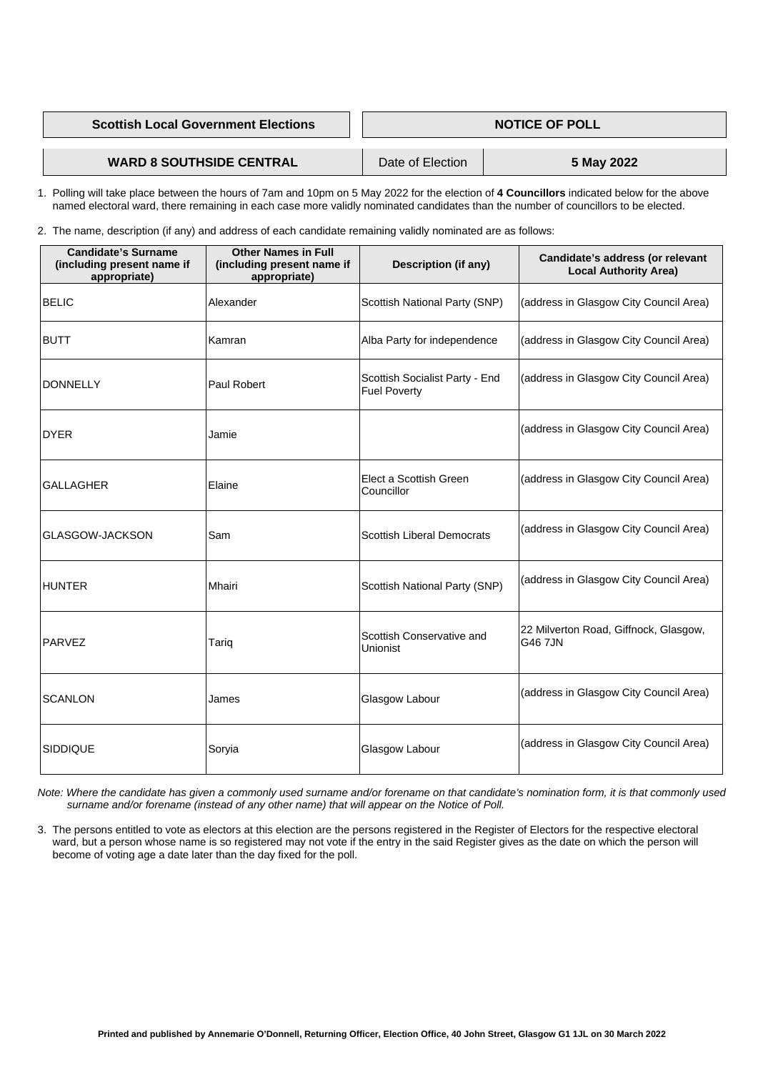| Scottish Local Government Elections | NOTICE OF POLL | |
|---|---|---|
| **WARD 8 SOUTHSIDE CENTRAL** | Date of Election | **5 May 2022** |

1. Polling will take place between the hours of 7am and 10pm on 5 May 2022 for the election of **4 Councillors** indicated below for the above named electoral ward, there remaining in each case more validly nominated candidates than the number of councillors to be elected.

2. The name, description (if any) and address of each candidate remaining validly nominated are as follows:

| Candidate's Surname (including present name if appropriate) | Other Names in Full (including present name if appropriate) | Description (if any) | Candidate's address (or relevant Local Authority Area) |
|---|---|---|---|
| BELIC | Alexander | Scottish National Party (SNP) | (address in Glasgow City Council Area) |
| BUTT | Kamran | Alba Party for independence | (address in Glasgow City Council Area) |
| DONNELLY | Paul Robert | Scottish Socialist Party - End Fuel Poverty | (address in Glasgow City Council Area) |
| DYER | Jamie | | (address in Glasgow City Council Area) |
| GALLAGHER | Elaine | Elect a Scottish Green Councillor | (address in Glasgow City Council Area) |
| GLASGOW-JACKSON | Sam | Scottish Liberal Democrats | (address in Glasgow City Council Area) |
| HUNTER | Mhairi | Scottish National Party (SNP) | (address in Glasgow City Council Area) |
| PARVEZ | Tariq | Scottish Conservative and Unionist | 22 Milverton Road, Giffnock, Glasgow, G46 7JN |
| SCANLON | James | Glasgow Labour | (address in Glasgow City Council Area) |
| SIDDIQUE | Soryia | Glasgow Labour | (address in Glasgow City Council Area) |

*Note: Where the candidate has given a commonly used surname and/or forename on that candidate's nomination form, it is that commonly used surname and/or forename (instead of any other name) that will appear on the Notice of Poll.*

3. The persons entitled to vote as electors at this election are the persons registered in the Register of Electors for the respective electoral ward, but a person whose name is so registered may not vote if the entry in the said Register gives as the date on which the person will become of voting age a date later than the day fixed for the poll.

**Printed and published by Annemarie O'Donnell, Returning Officer, Election Office, 40 John Street, Glasgow G1 1JL on 30 March 2022**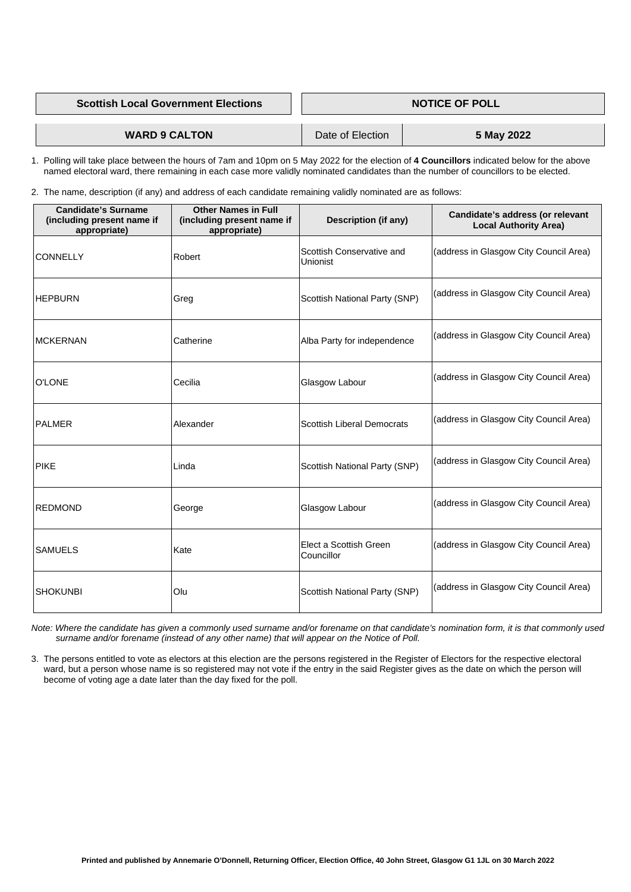| **Scottish Local Government Elections** | **NOTICE OF POLL** |
|---|---|

| **WARD 9 CALTON** | Date of Election | **5 May 2022** |
|---|---|---|

1. Polling will take place between the hours of 7am and 10pm on 5 May 2022 for the election of **4 Councillors** indicated below for the above named electoral ward, there remaining in each case more validly nominated candidates than the number of councillors to be elected.

2. The name, description (if any) and address of each candidate remaining validly nominated are as follows:

| Candidate's Surname (including present name if appropriate) | Other Names in Full (including present name if appropriate) | Description (if any) | Candidate's address (or relevant Local Authority Area) |
|---|---|---|---|
| CONNELLY | Robert | Scottish Conservative and Unionist | (address in Glasgow City Council Area) |
| HEPBURN | Greg | Scottish National Party (SNP) | (address in Glasgow City Council Area) |
| MCKERNAN | Catherine | Alba Party for independence | (address in Glasgow City Council Area) |
| O'LONE | Cecilia | Glasgow Labour | (address in Glasgow City Council Area) |
| PALMER | Alexander | Scottish Liberal Democrats | (address in Glasgow City Council Area) |
| PIKE | Linda | Scottish National Party (SNP) | (address in Glasgow City Council Area) |
| REDMOND | George | Glasgow Labour | (address in Glasgow City Council Area) |
| SAMUELS | Kate | Elect a Scottish Green Councillor | (address in Glasgow City Council Area) |
| SHOKUNBI | Olu | Scottish National Party (SNP) | (address in Glasgow City Council Area) |

*Note: Where the candidate has given a commonly used surname and/or forename on that candidate's nomination form, it is that commonly used surname and/or forename (instead of any other name) that will appear on the Notice of Poll.*

3. The persons entitled to vote as electors at this election are the persons registered in the Register of Electors for the respective electoral ward, but a person whose name is so registered may not vote if the entry in the said Register gives as the date on which the person will become of voting age a date later than the day fixed for the poll.

**Printed and published by Annemarie O'Donnell, Returning Officer, Election Office, 40 John Street, Glasgow G1 1JL on 30 March 2022**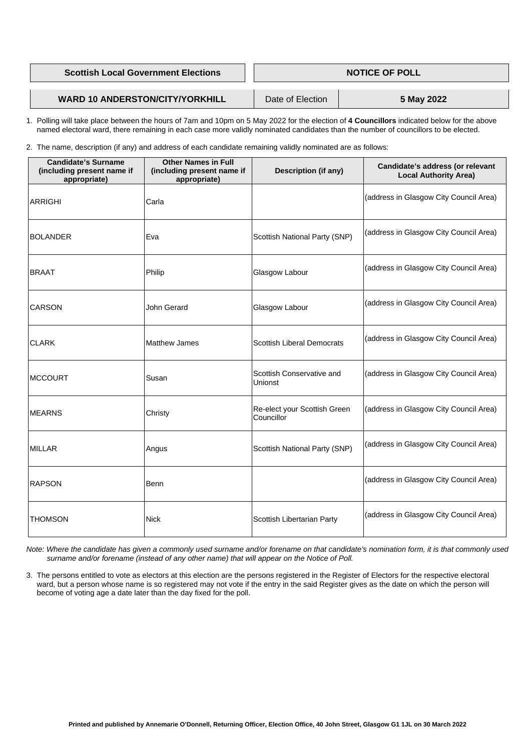| Scottish Local Government Elections | NOTICE OF POLL | |
|---|---|---|
| **WARD 10 ANDERSTON/CITY/YORKHILL** | Date of Election | **5 May 2022** |

1. Polling will take place between the hours of 7am and 10pm on 5 May 2022 for the election of **4 Councillors** indicated below for the above named electoral ward, there remaining in each case more validly nominated candidates than the number of councillors to be elected.

2. The name, description (if any) and address of each candidate remaining validly nominated are as follows:

| Candidate's Surname (including present name if appropriate) | Other Names in Full (including present name if appropriate) | Description (if any) | Candidate's address (or relevant Local Authority Area) |
|---|---|---|---|
| ARRIGHI | Carla | | (address in Glasgow City Council Area) |
| BOLANDER | Eva | Scottish National Party (SNP) | (address in Glasgow City Council Area) |
| BRAAT | Philip | Glasgow Labour | (address in Glasgow City Council Area) |
| CARSON | John Gerard | Glasgow Labour | (address in Glasgow City Council Area) |
| CLARK | Matthew James | Scottish Liberal Democrats | (address in Glasgow City Council Area) |
| MCCOURT | Susan | Scottish Conservative and Unionst | (address in Glasgow City Council Area) |
| MEARNS | Christy | Re-elect your Scottish Green Councillor | (address in Glasgow City Council Area) |
| MILLAR | Angus | Scottish National Party (SNP) | (address in Glasgow City Council Area) |
| RAPSON | Benn | | (address in Glasgow City Council Area) |
| THOMSON | Nick | Scottish Libertarian Party | (address in Glasgow City Council Area) |

*Note: Where the candidate has given a commonly used surname and/or forename on that candidate's nomination form, it is that commonly used surname and/or forename (instead of any other name) that will appear on the Notice of Poll.*

3. The persons entitled to vote as electors at this election are the persons registered in the Register of Electors for the respective electoral ward, but a person whose name is so registered may not vote if the entry in the said Register gives as the date on which the person will become of voting age a date later than the day fixed for the poll.

**Printed and published by Annemarie O'Donnell, Returning Officer, Election Office, 40 John Street, Glasgow G1 1JL on 30 March 2022**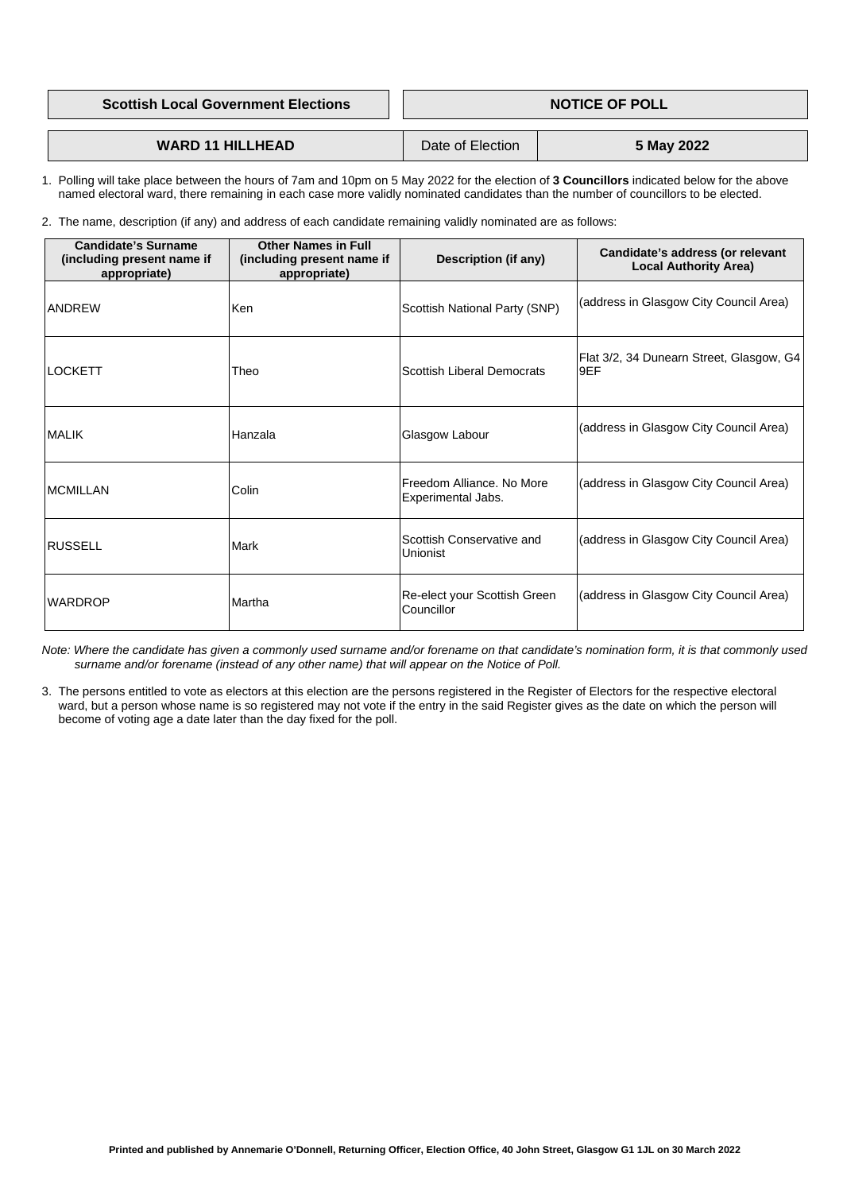| Scottish Local Government Elections | NOTICE OF POLL | |
|---|---|---|
| **WARD 11 HILLHEAD** | Date of Election | **5 May 2022** |

1. Polling will take place between the hours of 7am and 10pm on 5 May 2022 for the election of **3 Councillors** indicated below for the above named electoral ward, there remaining in each case more validly nominated candidates than the number of councillors to be elected.

2. The name, description (if any) and address of each candidate remaining validly nominated are as follows:

| Candidate's Surname (including present name if appropriate) | Other Names in Full (including present name if appropriate) | Description (if any) | Candidate's address (or relevant Local Authority Area) |
|---|---|---|---|
| ANDREW | Ken | Scottish National Party (SNP) | (address in Glasgow City Council Area) |
| LOCKETT | Theo | Scottish Liberal Democrats | Flat 3/2, 34 Dunearn Street, Glasgow, G4 9EF |
| MALIK | Hanzala | Glasgow Labour | (address in Glasgow City Council Area) |
| MCMILLAN | Colin | Freedom Alliance. No More Experimental Jabs. | (address in Glasgow City Council Area) |
| RUSSELL | Mark | Scottish Conservative and Unionist | (address in Glasgow City Council Area) |
| WARDROP | Martha | Re-elect your Scottish Green Councillor | (address in Glasgow City Council Area) |

*Note: Where the candidate has given a commonly used surname and/or forename on that candidate's nomination form, it is that commonly used surname and/or forename (instead of any other name) that will appear on the Notice of Poll.*

3. The persons entitled to vote as electors at this election are the persons registered in the Register of Electors for the respective electoral ward, but a person whose name is so registered may not vote if the entry in the said Register gives as the date on which the person will become of voting age a date later than the day fixed for the poll.

**Printed and published by Annemarie O'Donnell, Returning Officer, Election Office, 40 John Street, Glasgow G1 1JL on 30 March 2022**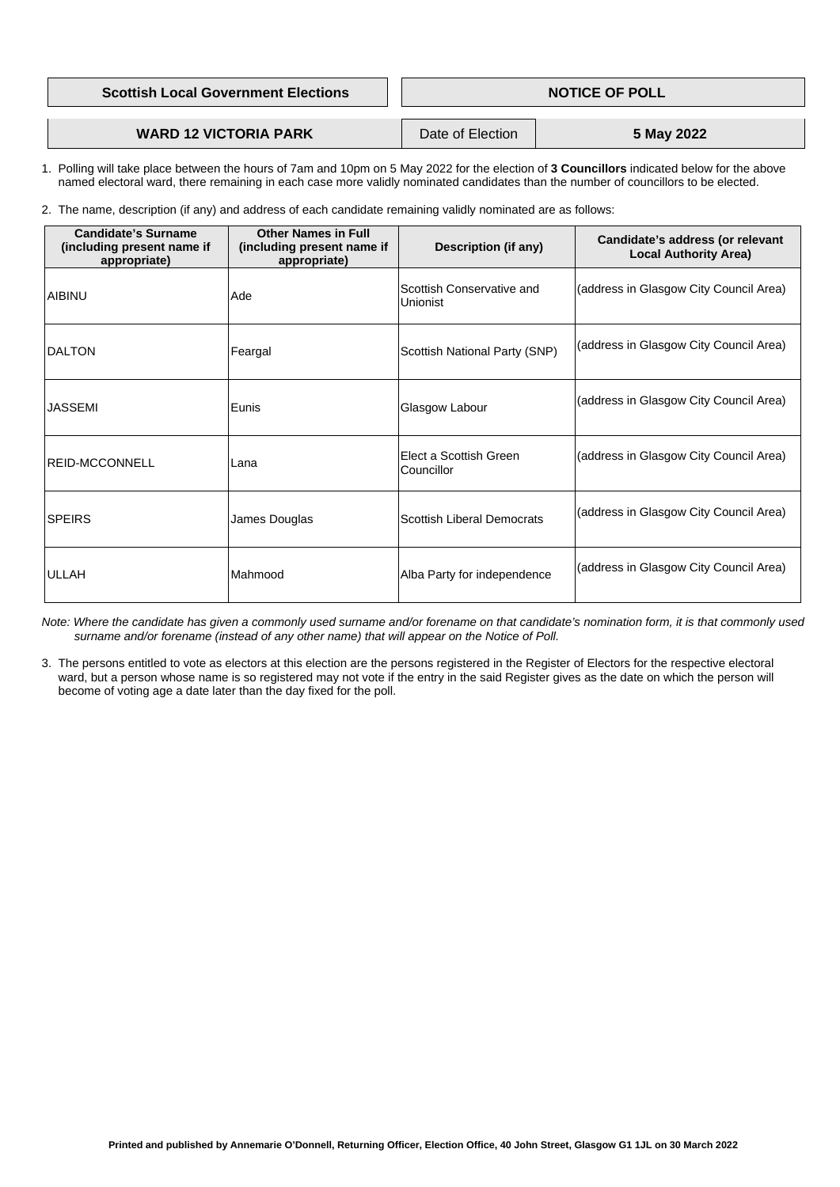**Scottish Local Government Elections**

**NOTICE OF POLL**

**WARD 12 VICTORIA PARK**

Date of Election **5 May 2022**

1. Polling will take place between the hours of 7am and 10pm on 5 May 2022 for the election of **3 Councillors** indicated below for the above named electoral ward, there remaining in each case more validly nominated candidates than the number of councillors to be elected.

2. The name, description (if any) and address of each candidate remaining validly nominated are as follows:

| Candidate's Surname (including present name if appropriate) | Other Names in Full (including present name if appropriate) | Description (if any) | Candidate's address (or relevant Local Authority Area) |
|---|---|---|---|
| AIBINU | Ade | Scottish Conservative and Unionist | (address in Glasgow City Council Area) |
| DALTON | Feargal | Scottish National Party (SNP) | (address in Glasgow City Council Area) |
| JASSEMI | Eunis | Glasgow Labour | (address in Glasgow City Council Area) |
| REID-MCCONNELL | Lana | Elect a Scottish Green Councillor | (address in Glasgow City Council Area) |
| SPEIRS | James Douglas | Scottish Liberal Democrats | (address in Glasgow City Council Area) |
| ULLAH | Mahmood | Alba Party for independence | (address in Glasgow City Council Area) |

*Note: Where the candidate has given a commonly used surname and/or forename on that candidate's nomination form, it is that commonly used surname and/or forename (instead of any other name) that will appear on the Notice of Poll.*

3. The persons entitled to vote as electors at this election are the persons registered in the Register of Electors for the respective electoral ward, but a person whose name is so registered may not vote if the entry in the said Register gives as the date on which the person will become of voting age a date later than the day fixed for the poll.

**Printed and published by Annemarie O'Donnell, Returning Officer, Election Office, 40 John Street, Glasgow G1 1JL on 30 March 2022**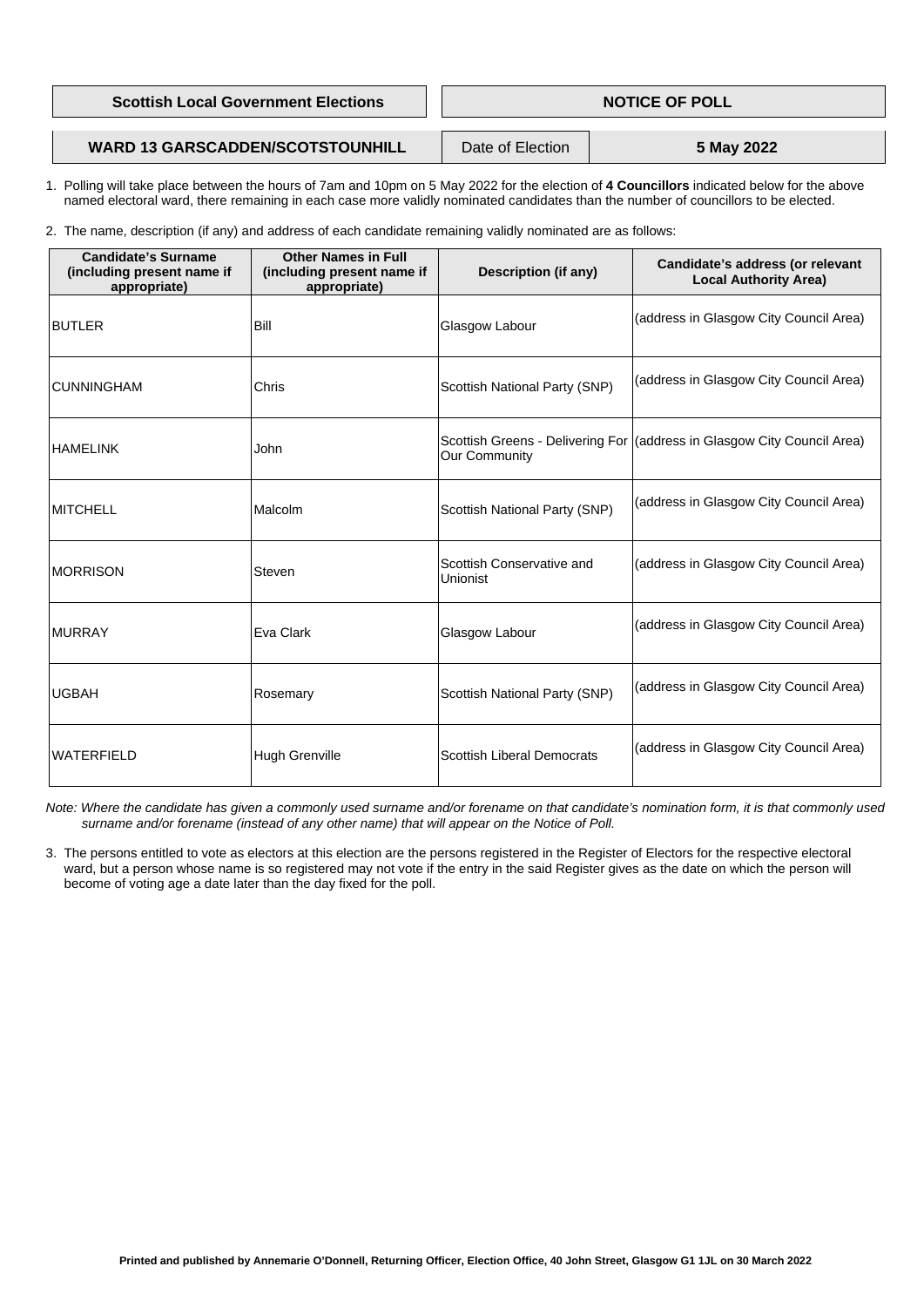| Scottish Local Government Elections | NOTICE OF POLL |
| --- | --- |

| WARD 13 GARSCADDEN/SCOTSTOUNHILL | Date of Election | 5 May 2022 |
| --- | --- | --- |

1. Polling will take place between the hours of 7am and 10pm on 5 May 2022 for the election of **4 Councillors** indicated below for the above named electoral ward, there remaining in each case more validly nominated candidates than the number of councillors to be elected.

2. The name, description (if any) and address of each candidate remaining validly nominated are as follows:

| Candidate's Surname (including present name if appropriate) | Other Names in Full (including present name if appropriate) | Description (if any) | Candidate's address (or relevant Local Authority Area) |
| --- | --- | --- | --- |
| BUTLER | Bill | Glasgow Labour | (address in Glasgow City Council Area) |
| CUNNINGHAM | Chris | Scottish National Party (SNP) | (address in Glasgow City Council Area) |
| HAMELINK | John | Scottish Greens - Delivering For Our Community | (address in Glasgow City Council Area) |
| MITCHELL | Malcolm | Scottish National Party (SNP) | (address in Glasgow City Council Area) |
| MORRISON | Steven | Scottish Conservative and Unionist | (address in Glasgow City Council Area) |
| MURRAY | Eva Clark | Glasgow Labour | (address in Glasgow City Council Area) |
| UGBAH | Rosemary | Scottish National Party (SNP) | (address in Glasgow City Council Area) |
| WATERFIELD | Hugh Grenville | Scottish Liberal Democrats | (address in Glasgow City Council Area) |

*Note: Where the candidate has given a commonly used surname and/or forename on that candidate's nomination form, it is that commonly used surname and/or forename (instead of any other name) that will appear on the Notice of Poll.*

3. The persons entitled to vote as electors at this election are the persons registered in the Register of Electors for the respective electoral ward, but a person whose name is so registered may not vote if the entry in the said Register gives as the date on which the person will become of voting age a date later than the day fixed for the poll.

**Printed and published by Annemarie O'Donnell, Returning Officer, Election Office, 40 John Street, Glasgow G1 1JL on 30 March 2022**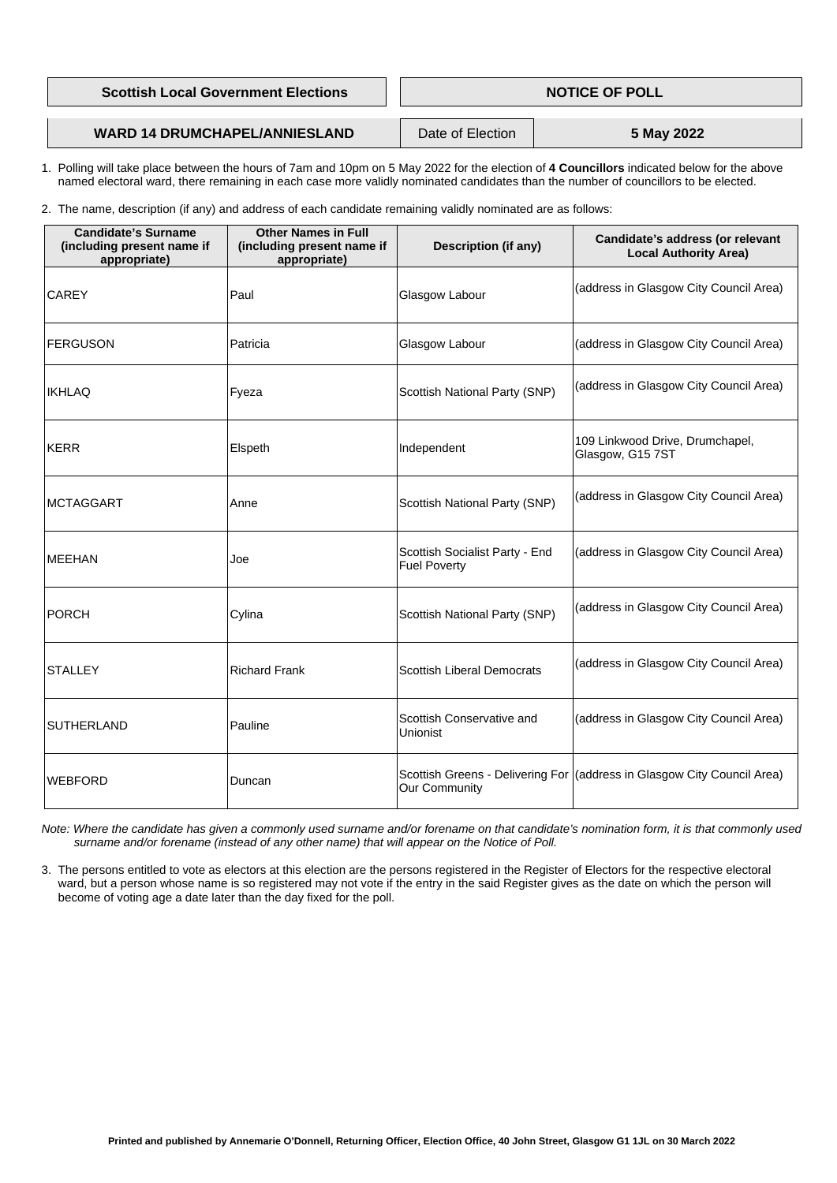| Scottish Local Government Elections | NOTICE OF POLL |
|---|---|

| WARD 14 DRUMCHAPEL/ANNIESLAND | Date of Election | 5 May 2022 |
|---|---|---|

1. Polling will take place between the hours of 7am and 10pm on 5 May 2022 for the election of **4 Councillors** indicated below for the above named electoral ward, there remaining in each case more validly nominated candidates than the number of councillors to be elected.

2. The name, description (if any) and address of each candidate remaining validly nominated are as follows:

| Candidate's Surname (including present name if appropriate) | Other Names in Full (including present name if appropriate) | Description (if any) | Candidate's address (or relevant Local Authority Area) |
|---|---|---|---|
| CAREY | Paul | Glasgow Labour | (address in Glasgow City Council Area) |
| FERGUSON | Patricia | Glasgow Labour | (address in Glasgow City Council Area) |
| IKHLAQ | Fyeza | Scottish National Party (SNP) | (address in Glasgow City Council Area) |
| KERR | Elspeth | Independent | 109 Linkwood Drive, Drumchapel, Glasgow, G15 7ST |
| MCTAGGART | Anne | Scottish National Party (SNP) | (address in Glasgow City Council Area) |
| MEEHAN | Joe | Scottish Socialist Party - End Fuel Poverty | (address in Glasgow City Council Area) |
| PORCH | Cylina | Scottish National Party (SNP) | (address in Glasgow City Council Area) |
| STALLEY | Richard Frank | Scottish Liberal Democrats | (address in Glasgow City Council Area) |
| SUTHERLAND | Pauline | Scottish Conservative and Unionist | (address in Glasgow City Council Area) |
| WEBFORD | Duncan | Scottish Greens - Delivering For Our Community | (address in Glasgow City Council Area) |

*Note: Where the candidate has given a commonly used surname and/or forename on that candidate's nomination form, it is that commonly used surname and/or forename (instead of any other name) that will appear on the Notice of Poll.*

3. The persons entitled to vote as electors at this election are the persons registered in the Register of Electors for the respective electoral ward, but a person whose name is so registered may not vote if the entry in the said Register gives as the date on which the person will become of voting age a date later than the day fixed for the poll.

**Printed and published by Annemarie O'Donnell, Returning Officer, Election Office, 40 John Street, Glasgow G1 1JL on 30 March 2022**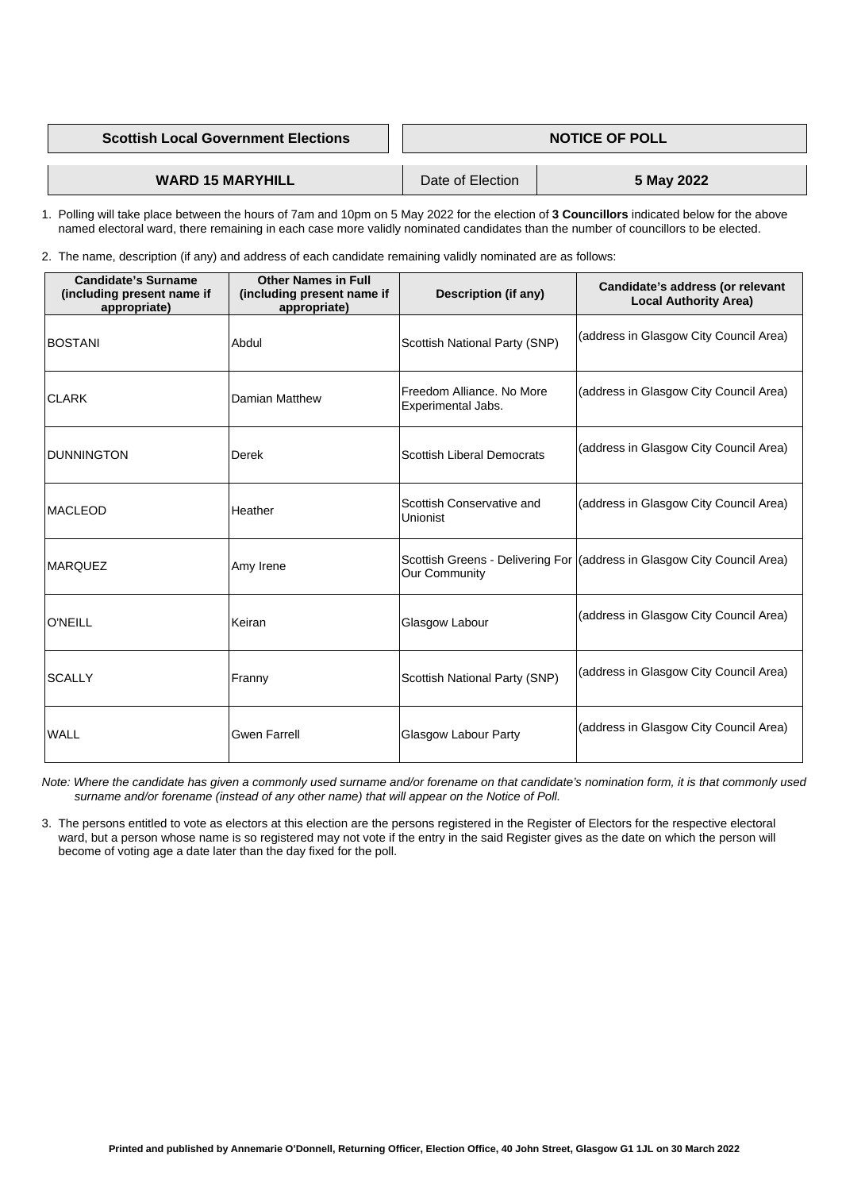| **Scottish Local Government Elections** | **NOTICE OF POLL** |
|---|---|

| **WARD 15 MARYHILL** | Date of Election | **5 May 2022** |
|---|---|---|

1. Polling will take place between the hours of 7am and 10pm on 5 May 2022 for the election of **3 Councillors** indicated below for the above named electoral ward, there remaining in each case more validly nominated candidates than the number of councillors to be elected.

2. The name, description (if any) and address of each candidate remaining validly nominated are as follows:

| Candidate's Surname (including present name if appropriate) | Other Names in Full (including present name if appropriate) | Description (if any) | Candidate's address (or relevant Local Authority Area) |
|---|---|---|---|
| BOSTANI | Abdul | Scottish National Party (SNP) | (address in Glasgow City Council Area) |
| CLARK | Damian Matthew | Freedom Alliance. No More Experimental Jabs. | (address in Glasgow City Council Area) |
| DUNNINGTON | Derek | Scottish Liberal Democrats | (address in Glasgow City Council Area) |
| MACLEOD | Heather | Scottish Conservative and Unionist | (address in Glasgow City Council Area) |
| MARQUEZ | Amy Irene | Scottish Greens - Delivering For Our Community | (address in Glasgow City Council Area) |
| O'NEILL | Keiran | Glasgow Labour | (address in Glasgow City Council Area) |
| SCALLY | Franny | Scottish National Party (SNP) | (address in Glasgow City Council Area) |
| WALL | Gwen Farrell | Glasgow Labour Party | (address in Glasgow City Council Area) |

*Note: Where the candidate has given a commonly used surname and/or forename on that candidate's nomination form, it is that commonly used surname and/or forename (instead of any other name) that will appear on the Notice of Poll.*

3. The persons entitled to vote as electors at this election are the persons registered in the Register of Electors for the respective electoral ward, but a person whose name is so registered may not vote if the entry in the said Register gives as the date on which the person will become of voting age a date later than the day fixed for the poll.

**Printed and published by Annemarie O'Donnell, Returning Officer, Election Office, 40 John Street, Glasgow G1 1JL on 30 March 2022**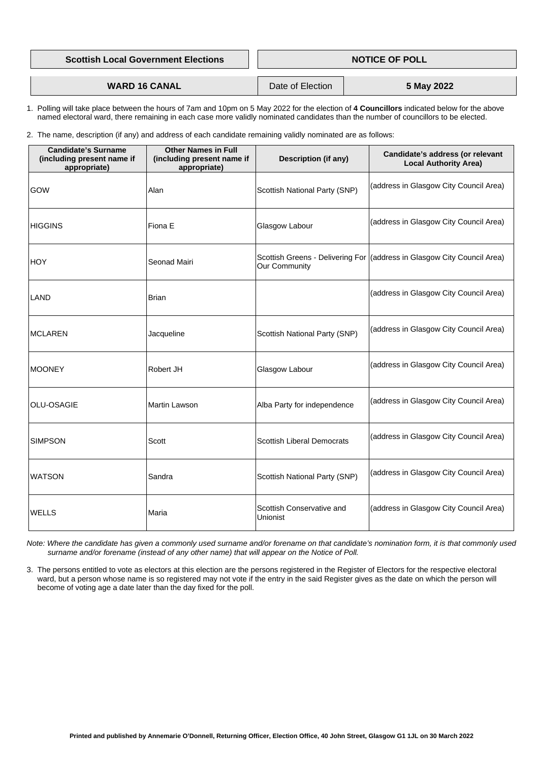| Scottish Local Government Elections | NOTICE OF POLL |
|---|---|

| WARD 16 CANAL | Date of Election | 5 May 2022 |
|---|---|---|

1. Polling will take place between the hours of 7am and 10pm on 5 May 2022 for the election of **4 Councillors** indicated below for the above named electoral ward, there remaining in each case more validly nominated candidates than the number of councillors to be elected.

2. The name, description (if any) and address of each candidate remaining validly nominated are as follows:

| Candidate's Surname (including present name if appropriate) | Other Names in Full (including present name if appropriate) | Description (if any) | Candidate's address (or relevant Local Authority Area) |
|---|---|---|---|
| GOW | Alan | Scottish National Party (SNP) | (address in Glasgow City Council Area) |
| HIGGINS | Fiona E | Glasgow Labour | (address in Glasgow City Council Area) |
| HOY | Seonad Mairi | Scottish Greens - Delivering For Our Community | (address in Glasgow City Council Area) |
| LAND | Brian | | (address in Glasgow City Council Area) |
| MCLAREN | Jacqueline | Scottish National Party (SNP) | (address in Glasgow City Council Area) |
| MOONEY | Robert JH | Glasgow Labour | (address in Glasgow City Council Area) |
| OLU-OSAGIE | Martin Lawson | Alba Party for independence | (address in Glasgow City Council Area) |
| SIMPSON | Scott | Scottish Liberal Democrats | (address in Glasgow City Council Area) |
| WATSON | Sandra | Scottish National Party (SNP) | (address in Glasgow City Council Area) |
| WELLS | Maria | Scottish Conservative and Unionist | (address in Glasgow City Council Area) |

*Note: Where the candidate has given a commonly used surname and/or forename on that candidate's nomination form, it is that commonly used surname and/or forename (instead of any other name) that will appear on the Notice of Poll.*

3. The persons entitled to vote as electors at this election are the persons registered in the Register of Electors for the respective electoral ward, but a person whose name is so registered may not vote if the entry in the said Register gives as the date on which the person will become of voting age a date later than the day fixed for the poll.

**Printed and published by Annemarie O'Donnell, Returning Officer, Election Office, 40 John Street, Glasgow G1 1JL on 30 March 2022**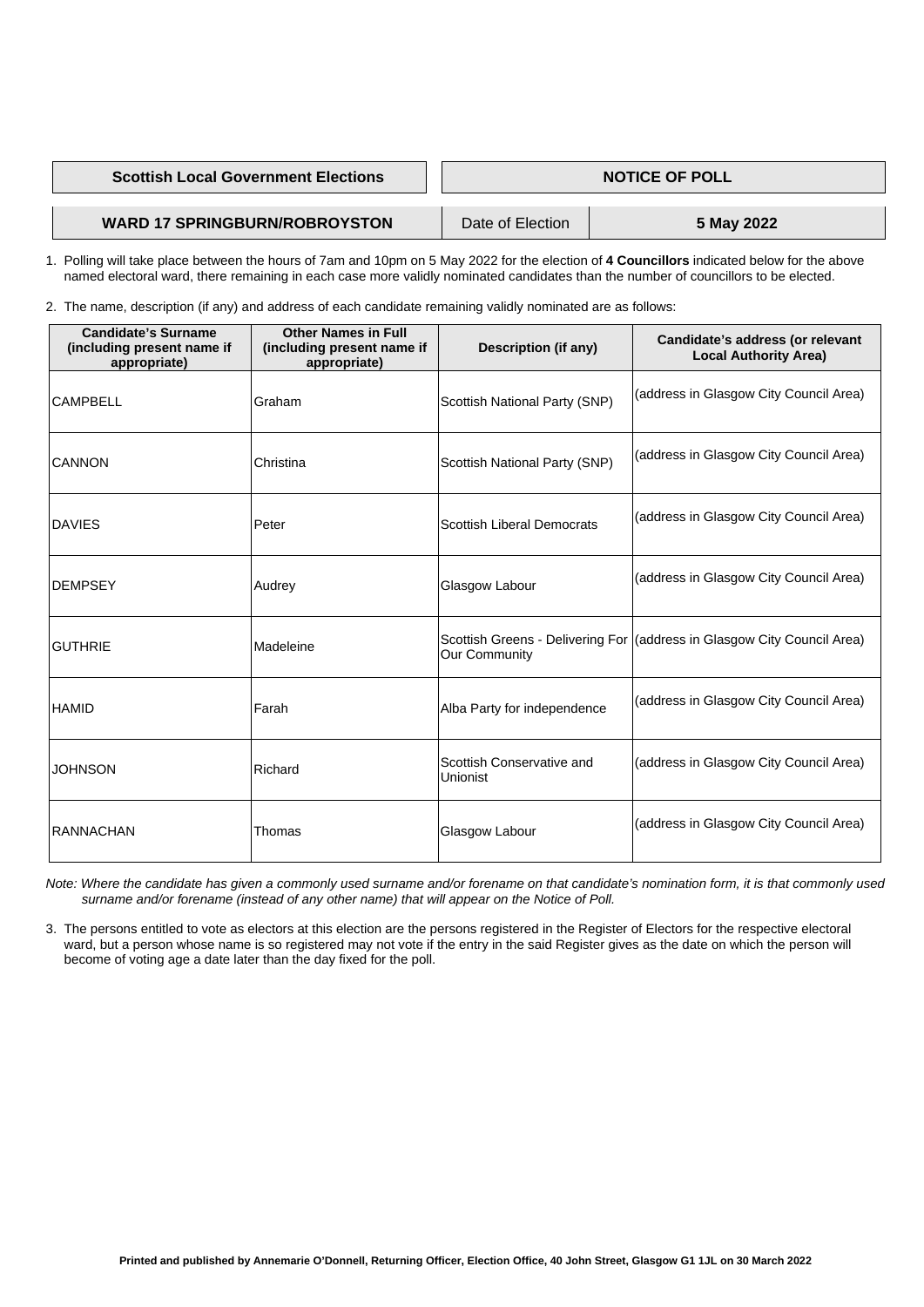| Scottish Local Government Elections | NOTICE OF POLL |
|---|---|

| WARD 17 SPRINGBURN/ROBROYSTON | Date of Election | 5 May 2022 |
|---|---|---|

1. Polling will take place between the hours of 7am and 10pm on 5 May 2022 for the election of **4 Councillors** indicated below for the above named electoral ward, there remaining in each case more validly nominated candidates than the number of councillors to be elected.

2. The name, description (if any) and address of each candidate remaining validly nominated are as follows:

| Candidate's Surname (including present name if appropriate) | Other Names in Full (including present name if appropriate) | Description (if any) | Candidate's address (or relevant Local Authority Area) |
|---|---|---|---|
| CAMPBELL | Graham | Scottish National Party (SNP) | (address in Glasgow City Council Area) |
| CANNON | Christina | Scottish National Party (SNP) | (address in Glasgow City Council Area) |
| DAVIES | Peter | Scottish Liberal Democrats | (address in Glasgow City Council Area) |
| DEMPSEY | Audrey | Glasgow Labour | (address in Glasgow City Council Area) |
| GUTHRIE | Madeleine | Scottish Greens - Delivering For Our Community | (address in Glasgow City Council Area) |
| HAMID | Farah | Alba Party for independence | (address in Glasgow City Council Area) |
| JOHNSON | Richard | Scottish Conservative and Unionist | (address in Glasgow City Council Area) |
| RANNACHAN | Thomas | Glasgow Labour | (address in Glasgow City Council Area) |

*Note: Where the candidate has given a commonly used surname and/or forename on that candidate's nomination form, it is that commonly used surname and/or forename (instead of any other name) that will appear on the Notice of Poll.*

3. The persons entitled to vote as electors at this election are the persons registered in the Register of Electors for the respective electoral ward, but a person whose name is so registered may not vote if the entry in the said Register gives as the date on which the person will become of voting age a date later than the day fixed for the poll.

**Printed and published by Annemarie O'Donnell, Returning Officer, Election Office, 40 John Street, Glasgow G1 1JL on 30 March 2022**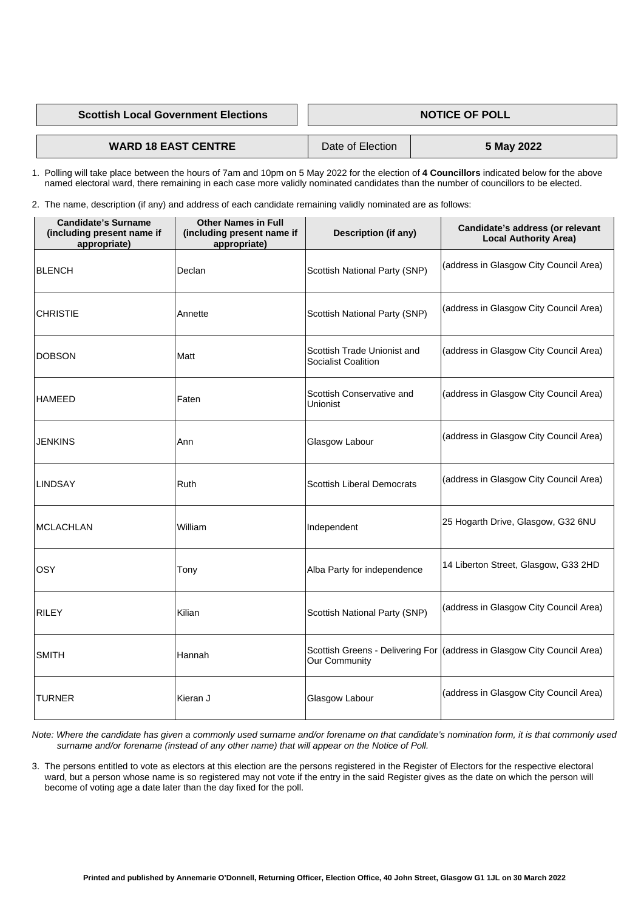| Scottish Local Government Elections | NOTICE OF POLL |
|---|---|

| WARD 18 EAST CENTRE | Date of Election | 5 May 2022 |
|---|---|---|

1. Polling will take place between the hours of 7am and 10pm on 5 May 2022 for the election of **4 Councillors** indicated below for the above named electoral ward, there remaining in each case more validly nominated candidates than the number of councillors to be elected.

2. The name, description (if any) and address of each candidate remaining validly nominated are as follows:

| Candidate's Surname (including present name if appropriate) | Other Names in Full (including present name if appropriate) | Description (if any) | Candidate's address (or relevant Local Authority Area) |
|---|---|---|---|
| BLENCH | Declan | Scottish National Party (SNP) | (address in Glasgow City Council Area) |
| CHRISTIE | Annette | Scottish National Party (SNP) | (address in Glasgow City Council Area) |
| DOBSON | Matt | Scottish Trade Unionist and Socialist Coalition | (address in Glasgow City Council Area) |
| HAMEED | Faten | Scottish Conservative and Unionist | (address in Glasgow City Council Area) |
| JENKINS | Ann | Glasgow Labour | (address in Glasgow City Council Area) |
| LINDSAY | Ruth | Scottish Liberal Democrats | (address in Glasgow City Council Area) |
| MCLACHLAN | William | Independent | 25 Hogarth Drive, Glasgow, G32 6NU |
| OSY | Tony | Alba Party for independence | 14 Liberton Street, Glasgow, G33 2HD |
| RILEY | Kilian | Scottish National Party (SNP) | (address in Glasgow City Council Area) |
| SMITH | Hannah | Scottish Greens - Delivering For Our Community | (address in Glasgow City Council Area) |
| TURNER | Kieran J | Glasgow Labour | (address in Glasgow City Council Area) |

*Note: Where the candidate has given a commonly used surname and/or forename on that candidate's nomination form, it is that commonly used surname and/or forename (instead of any other name) that will appear on the Notice of Poll.*

3. The persons entitled to vote as electors at this election are the persons registered in the Register of Electors for the respective electoral ward, but a person whose name is so registered may not vote if the entry in the said Register gives as the date on which the person will become of voting age a date later than the day fixed for the poll.

**Printed and published by Annemarie O'Donnell, Returning Officer, Election Office, 40 John Street, Glasgow G1 1JL on 30 March 2022**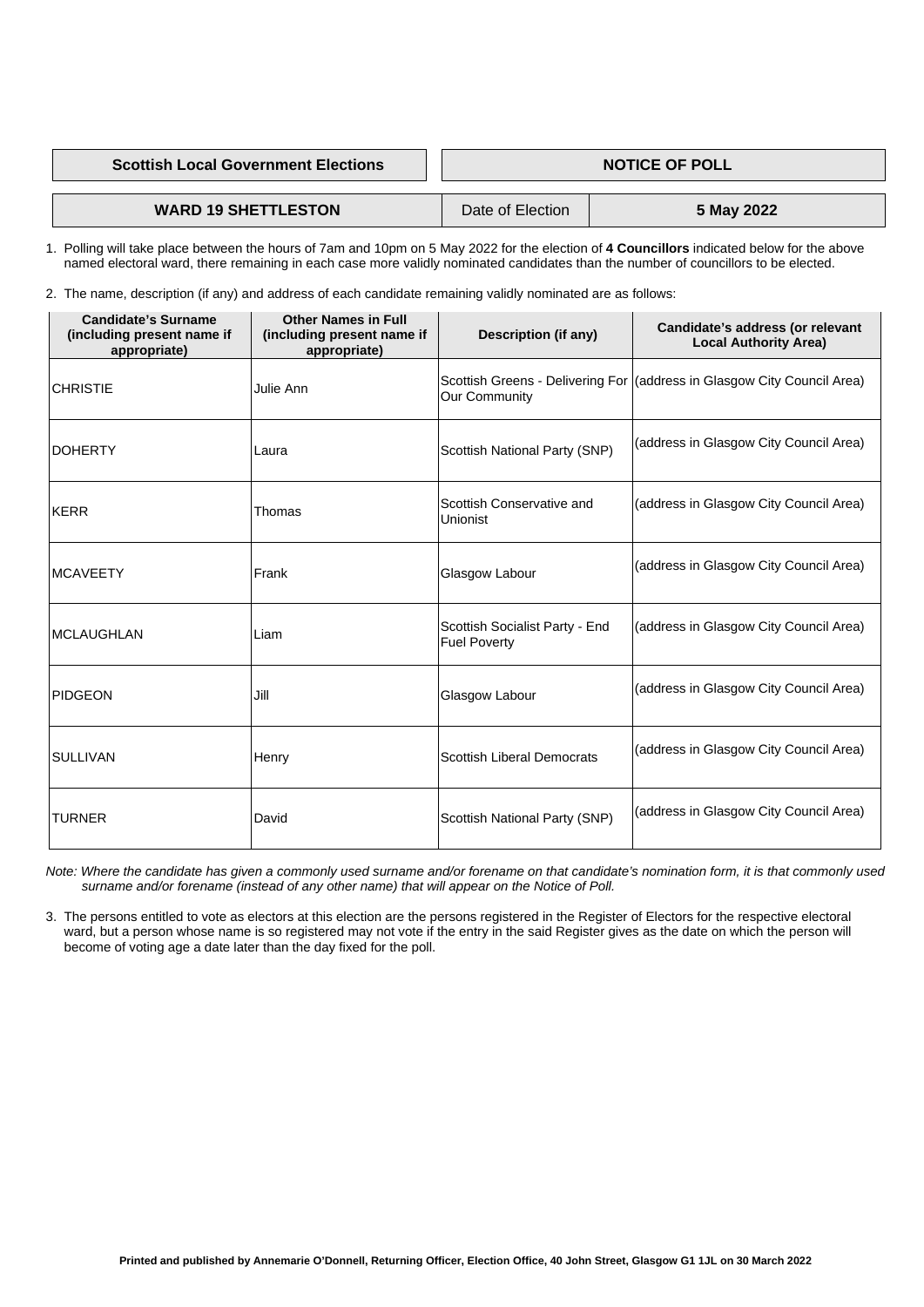| Scottish Local Government Elections | NOTICE OF POLL |
|---|---|

| WARD 19 SHETTLESTON | Date of Election | 5 May 2022 |
|---|---|---|

1. Polling will take place between the hours of 7am and 10pm on 5 May 2022 for the election of **4 Councillors** indicated below for the above named electoral ward, there remaining in each case more validly nominated candidates than the number of councillors to be elected.

2. The name, description (if any) and address of each candidate remaining validly nominated are as follows:

| Candidate's Surname (including present name if appropriate) | Other Names in Full (including present name if appropriate) | Description (if any) | Candidate's address (or relevant Local Authority Area) |
|---|---|---|---|
| CHRISTIE | Julie Ann | Scottish Greens - Delivering For Our Community | (address in Glasgow City Council Area) |
| DOHERTY | Laura | Scottish National Party (SNP) | (address in Glasgow City Council Area) |
| KERR | Thomas | Scottish Conservative and Unionist | (address in Glasgow City Council Area) |
| MCAVEETY | Frank | Glasgow Labour | (address in Glasgow City Council Area) |
| MCLAUGHLAN | Liam | Scottish Socialist Party - End Fuel Poverty | (address in Glasgow City Council Area) |
| PIDGEON | Jill | Glasgow Labour | (address in Glasgow City Council Area) |
| SULLIVAN | Henry | Scottish Liberal Democrats | (address in Glasgow City Council Area) |
| TURNER | David | Scottish National Party (SNP) | (address in Glasgow City Council Area) |

*Note: Where the candidate has given a commonly used surname and/or forename on that candidate's nomination form, it is that commonly used surname and/or forename (instead of any other name) that will appear on the Notice of Poll.*

3. The persons entitled to vote as electors at this election are the persons registered in the Register of Electors for the respective electoral ward, but a person whose name is so registered may not vote if the entry in the said Register gives as the date on which the person will become of voting age a date later than the day fixed for the poll.

**Printed and published by Annemarie O'Donnell, Returning Officer, Election Office, 40 John Street, Glasgow G1 1JL on 30 March 2022**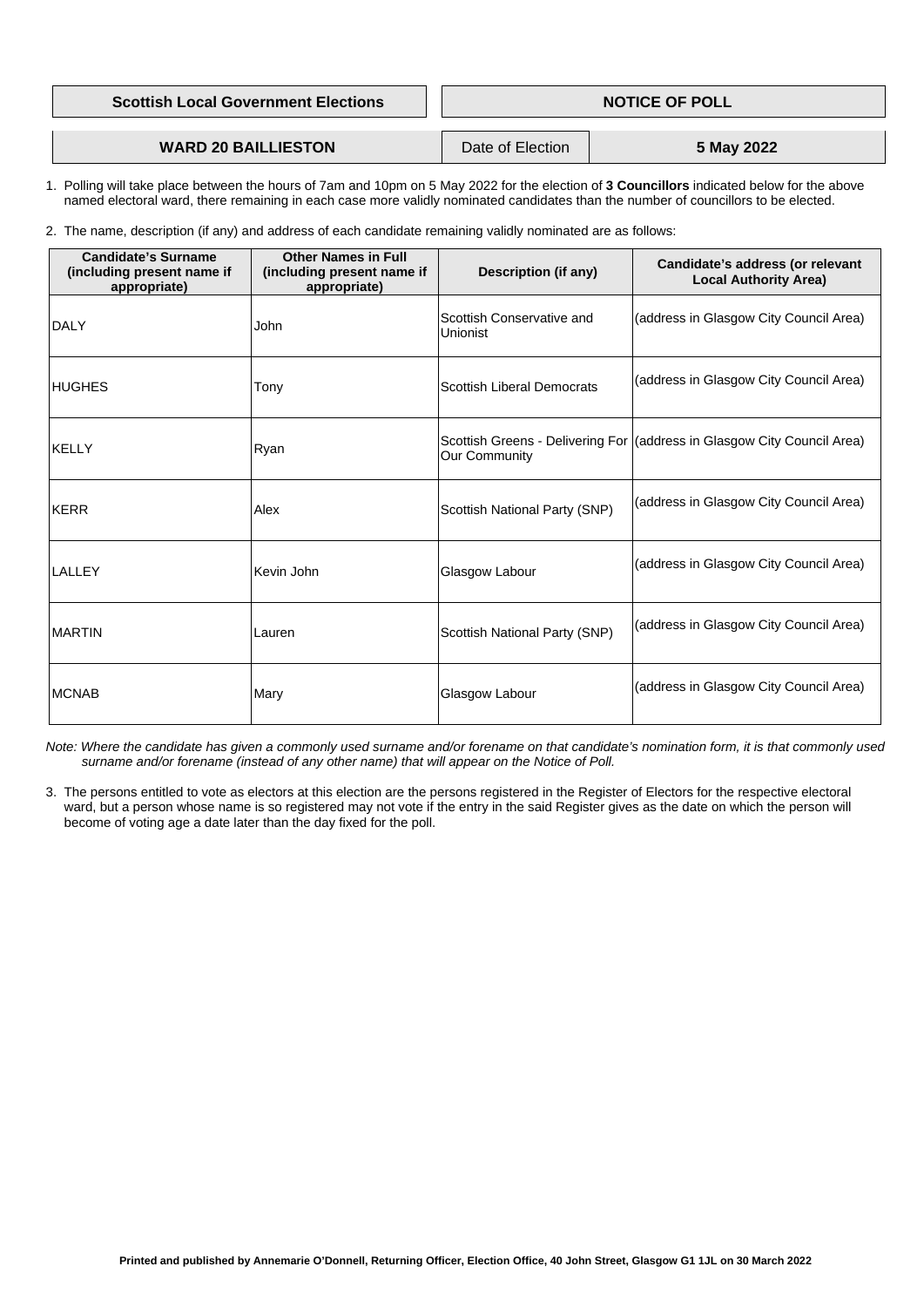**Scottish Local Government Elections** | **NOTICE OF POLL**

**WARD 20 BAILLIESTON** | Date of Election | **5 May 2022**

1. Polling will take place between the hours of 7am and 10pm on 5 May 2022 for the election of **3 Councillors** indicated below for the above named electoral ward, there remaining in each case more validly nominated candidates than the number of councillors to be elected.

2. The name, description (if any) and address of each candidate remaining validly nominated are as follows:

| Candidate's Surname (including present name if appropriate) | Other Names in Full (including present name if appropriate) | Description (if any) | Candidate's address (or relevant Local Authority Area) |
|---|---|---|---|
| DALY | John | Scottish Conservative and Unionist | (address in Glasgow City Council Area) |
| HUGHES | Tony | Scottish Liberal Democrats | (address in Glasgow City Council Area) |
| KELLY | Ryan | Scottish Greens - Delivering For Our Community | (address in Glasgow City Council Area) |
| KERR | Alex | Scottish National Party (SNP) | (address in Glasgow City Council Area) |
| LALLEY | Kevin John | Glasgow Labour | (address in Glasgow City Council Area) |
| MARTIN | Lauren | Scottish National Party (SNP) | (address in Glasgow City Council Area) |
| MCNAB | Mary | Glasgow Labour | (address in Glasgow City Council Area) |

*Note: Where the candidate has given a commonly used surname and/or forename on that candidate's nomination form, it is that commonly used surname and/or forename (instead of any other name) that will appear on the Notice of Poll.*

3. The persons entitled to vote as electors at this election are the persons registered in the Register of Electors for the respective electoral ward, but a person whose name is so registered may not vote if the entry in the said Register gives as the date on which the person will become of voting age a date later than the day fixed for the poll.

**Printed and published by Annemarie O'Donnell, Returning Officer, Election Office, 40 John Street, Glasgow G1 1JL on 30 March 2022**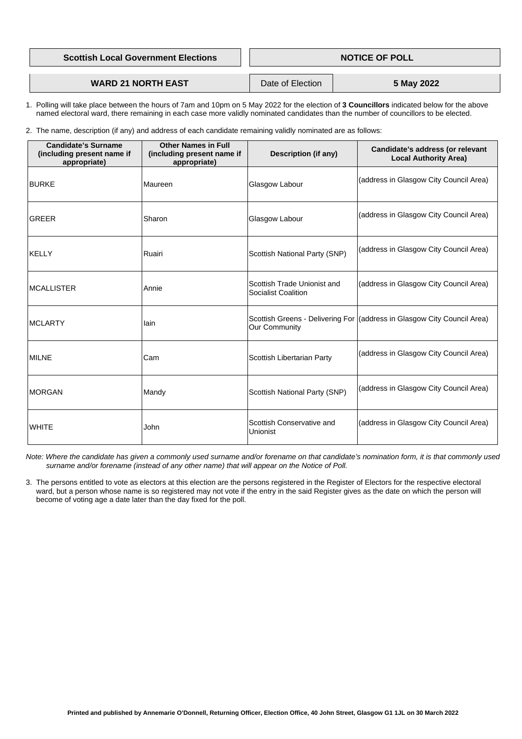**Scottish Local Government Elections** | **NOTICE OF POLL**

**WARD 21 NORTH EAST** | Date of Election | **5 May 2022**

1. Polling will take place between the hours of 7am and 10pm on 5 May 2022 for the election of **3 Councillors** indicated below for the above named electoral ward, there remaining in each case more validly nominated candidates than the number of councillors to be elected.

2. The name, description (if any) and address of each candidate remaining validly nominated are as follows:

| Candidate's Surname (including present name if appropriate) | Other Names in Full (including present name if appropriate) | Description (if any) | Candidate's address (or relevant Local Authority Area) |
|---|---|---|---|
| BURKE | Maureen | Glasgow Labour | (address in Glasgow City Council Area) |
| GREER | Sharon | Glasgow Labour | (address in Glasgow City Council Area) |
| KELLY | Ruairi | Scottish National Party (SNP) | (address in Glasgow City Council Area) |
| MCALLISTER | Annie | Scottish Trade Unionist and Socialist Coalition | (address in Glasgow City Council Area) |
| MCLARTY | Iain | Scottish Greens - Delivering For Our Community | (address in Glasgow City Council Area) |
| MILNE | Cam | Scottish Libertarian Party | (address in Glasgow City Council Area) |
| MORGAN | Mandy | Scottish National Party (SNP) | (address in Glasgow City Council Area) |
| WHITE | John | Scottish Conservative and Unionist | (address in Glasgow City Council Area) |

*Note: Where the candidate has given a commonly used surname and/or forename on that candidate's nomination form, it is that commonly used surname and/or forename (instead of any other name) that will appear on the Notice of Poll.*

3. The persons entitled to vote as electors at this election are the persons registered in the Register of Electors for the respective electoral ward, but a person whose name is so registered may not vote if the entry in the said Register gives as the date on which the person will become of voting age a date later than the day fixed for the poll.

**Printed and published by Annemarie O'Donnell, Returning Officer, Election Office, 40 John Street, Glasgow G1 1JL on 30 March 2022**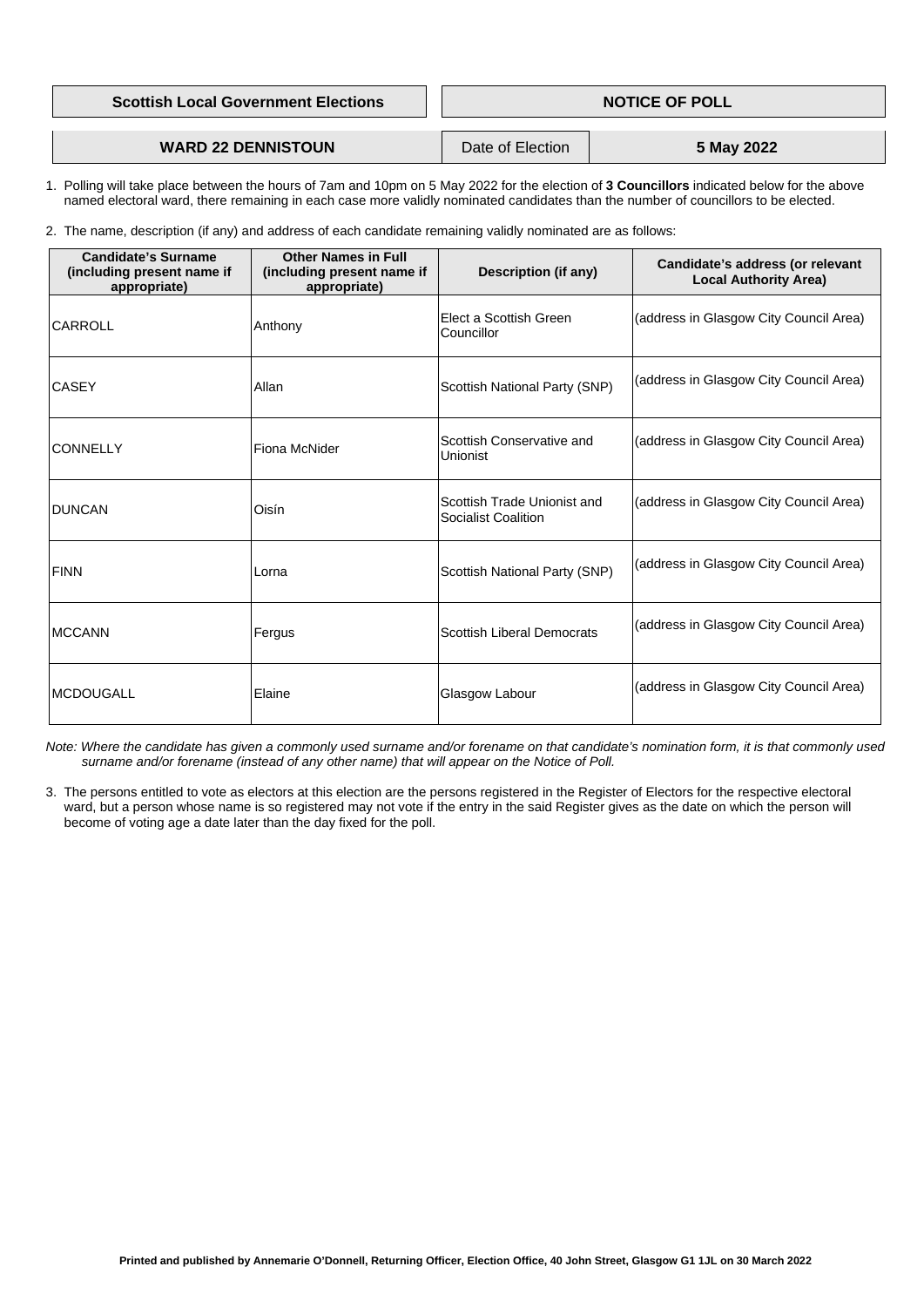| Scottish Local Government Elections | NOTICE OF POLL |
| --- | --- |

| WARD 22 DENNISTOUN | Date of Election | 5 May 2022 |
| --- | --- | --- |

1. Polling will take place between the hours of 7am and 10pm on 5 May 2022 for the election of **3 Councillors** indicated below for the above named electoral ward, there remaining in each case more validly nominated candidates than the number of councillors to be elected.

2. The name, description (if any) and address of each candidate remaining validly nominated are as follows:

| Candidate's Surname (including present name if appropriate) | Other Names in Full (including present name if appropriate) | Description (if any) | Candidate's address (or relevant Local Authority Area) |
| --- | --- | --- | --- |
| CARROLL | Anthony | Elect a Scottish Green Councillor | (address in Glasgow City Council Area) |
| CASEY | Allan | Scottish National Party (SNP) | (address in Glasgow City Council Area) |
| CONNELLY | Fiona McNider | Scottish Conservative and Unionist | (address in Glasgow City Council Area) |
| DUNCAN | Oisín | Scottish Trade Unionist and Socialist Coalition | (address in Glasgow City Council Area) |
| FINN | Lorna | Scottish National Party (SNP) | (address in Glasgow City Council Area) |
| MCCANN | Fergus | Scottish Liberal Democrats | (address in Glasgow City Council Area) |
| MCDOUGALL | Elaine | Glasgow Labour | (address in Glasgow City Council Area) |

*Note: Where the candidate has given a commonly used surname and/or forename on that candidate's nomination form, it is that commonly used surname and/or forename (instead of any other name) that will appear on the Notice of Poll.*

3. The persons entitled to vote as electors at this election are the persons registered in the Register of Electors for the respective electoral ward, but a person whose name is so registered may not vote if the entry in the said Register gives as the date on which the person will become of voting age a date later than the day fixed for the poll.

**Printed and published by Annemarie O'Donnell, Returning Officer, Election Office, 40 John Street, Glasgow G1 1JL on 30 March 2022**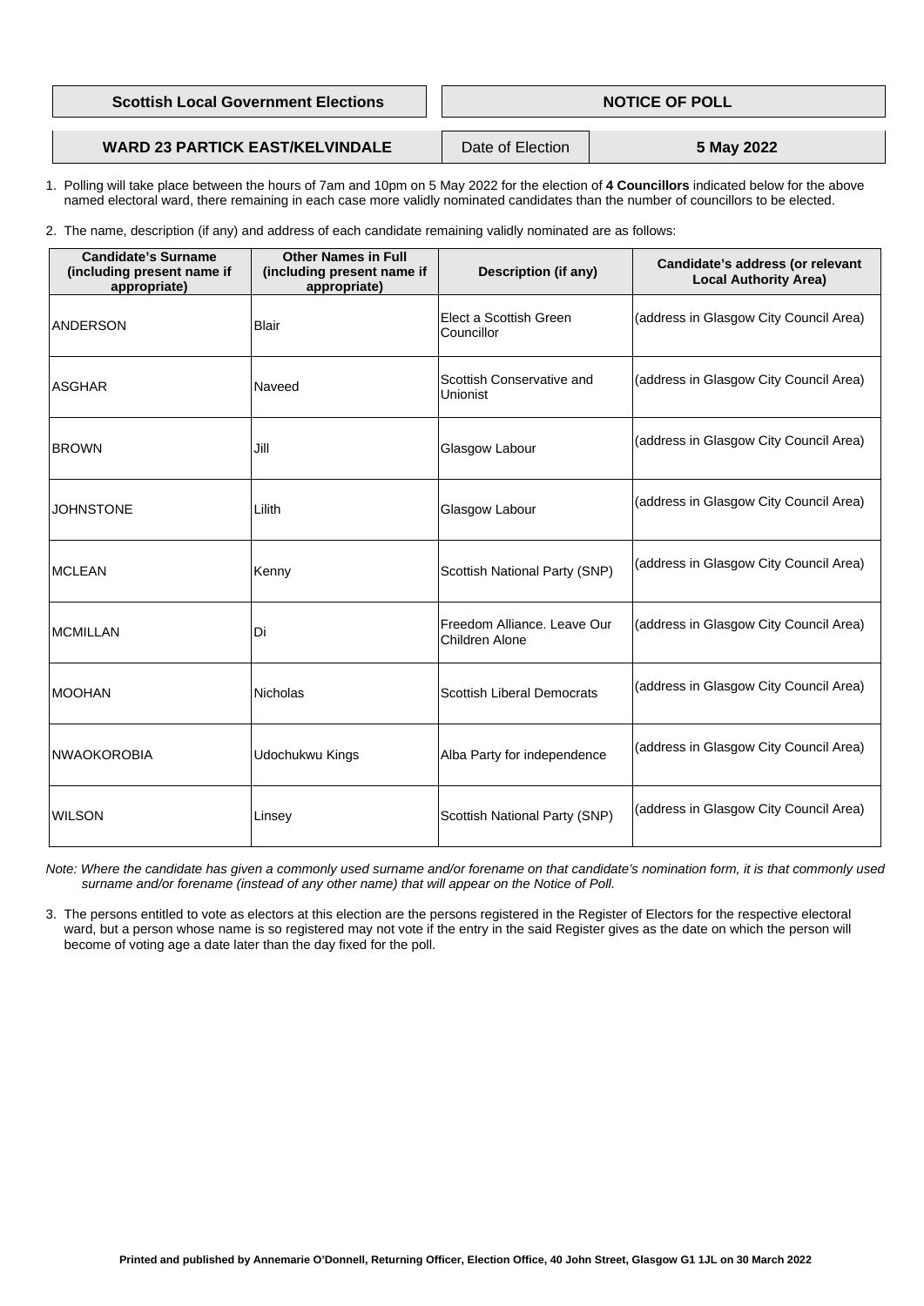**Scottish Local Government Elections** | **NOTICE OF POLL**

**WARD 23 PARTICK EAST/KELVINDALE** | Date of Election | **5 May 2022**

1. Polling will take place between the hours of 7am and 10pm on 5 May 2022 for the election of **4 Councillors** indicated below for the above named electoral ward, there remaining in each case more validly nominated candidates than the number of councillors to be elected.

2. The name, description (if any) and address of each candidate remaining validly nominated are as follows:

| Candidate's Surname (including present name if appropriate) | Other Names in Full (including present name if appropriate) | Description (if any) | Candidate's address (or relevant Local Authority Area) |
|---|---|---|---|
| ANDERSON | Blair | Elect a Scottish Green Councillor | (address in Glasgow City Council Area) |
| ASGHAR | Naveed | Scottish Conservative and Unionist | (address in Glasgow City Council Area) |
| BROWN | Jill | Glasgow Labour | (address in Glasgow City Council Area) |
| JOHNSTONE | Lilith | Glasgow Labour | (address in Glasgow City Council Area) |
| MCLEAN | Kenny | Scottish National Party (SNP) | (address in Glasgow City Council Area) |
| MCMILLAN | Di | Freedom Alliance. Leave Our Children Alone | (address in Glasgow City Council Area) |
| MOOHAN | Nicholas | Scottish Liberal Democrats | (address in Glasgow City Council Area) |
| NWAOKOROBIA | Udochukwu Kings | Alba Party for independence | (address in Glasgow City Council Area) |
| WILSON | Linsey | Scottish National Party (SNP) | (address in Glasgow City Council Area) |

*Note: Where the candidate has given a commonly used surname and/or forename on that candidate's nomination form, it is that commonly used surname and/or forename (instead of any other name) that will appear on the Notice of Poll.*

3. The persons entitled to vote as electors at this election are the persons registered in the Register of Electors for the respective electoral ward, but a person whose name is so registered may not vote if the entry in the said Register gives as the date on which the person will become of voting age a date later than the day fixed for the poll.

**Printed and published by Annemarie O'Donnell, Returning Officer, Election Office, 40 John Street, Glasgow G1 1JL on 30 March 2022**